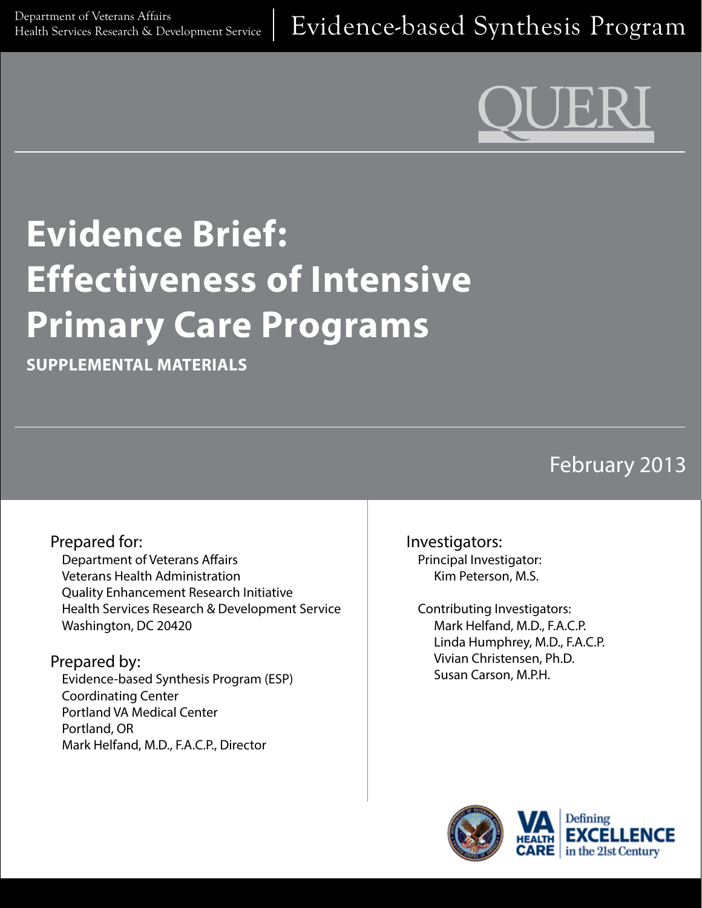Department of Veterans Affairs
Health Services Research & Development Service

Evidence-based Synthesis Program

QUERI

# Evidence Brief: Effectiveness of Intensive Primary Care Programs

**SUPPLEMENTAL MATERIALS**

February 2013

Prepared for:
Department of Veterans Affairs
Veterans Health Administration
Quality Enhancement Research Initiative
Health Services Research & Development Service
Washington, DC 20420

Prepared by:
Evidence-based Synthesis Program (ESP)
Coordinating Center
Portland VA Medical Center
Portland, OR
Mark Helfand, M.D., F.A.C.P., Director

Investigators:
Principal Investigator:
Kim Peterson, M.S.

Contributing Investigators:
Mark Helfand, M.D., F.A.C.P.
Linda Humphrey, M.D., F.A.C.P.
Vivian Christensen, Ph.D.
Susan Carson, M.P.H.

VA HEALTH CARE | Defining EXCELLENCE in the 21st Century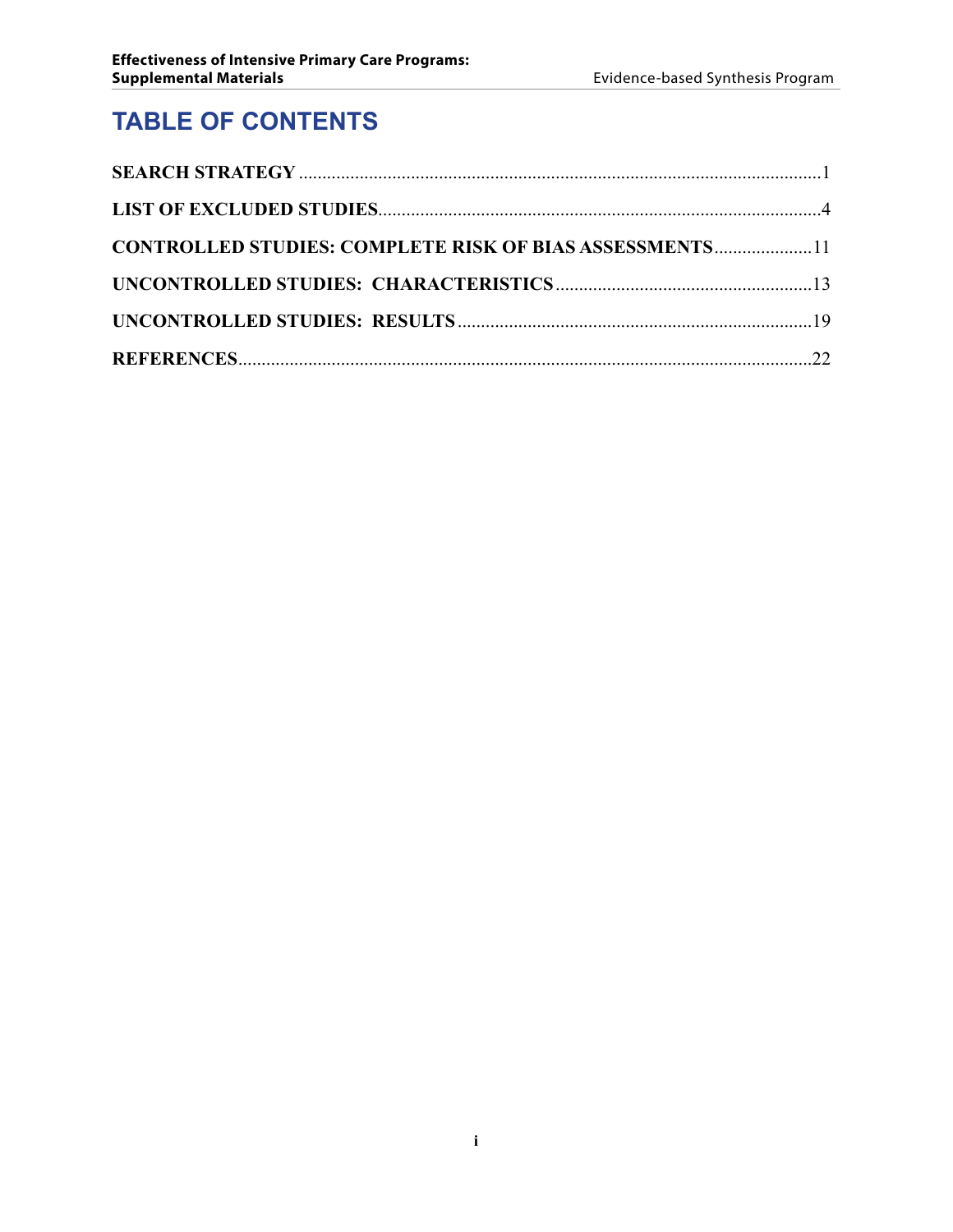# TABLE OF CONTENTS

**SEARCH STRATEGY** ............................................................ 1

**LIST OF EXCLUDED STUDIES** ............................................................ 4

**CONTROLLED STUDIES: COMPLETE RISK OF BIAS ASSESSMENTS** ............................................................ 11

**UNCONTROLLED STUDIES: CHARACTERISTICS** ............................................................ 13

**UNCONTROLLED STUDIES: RESULTS** ............................................................ 19

**REFERENCES** ............................................................ 22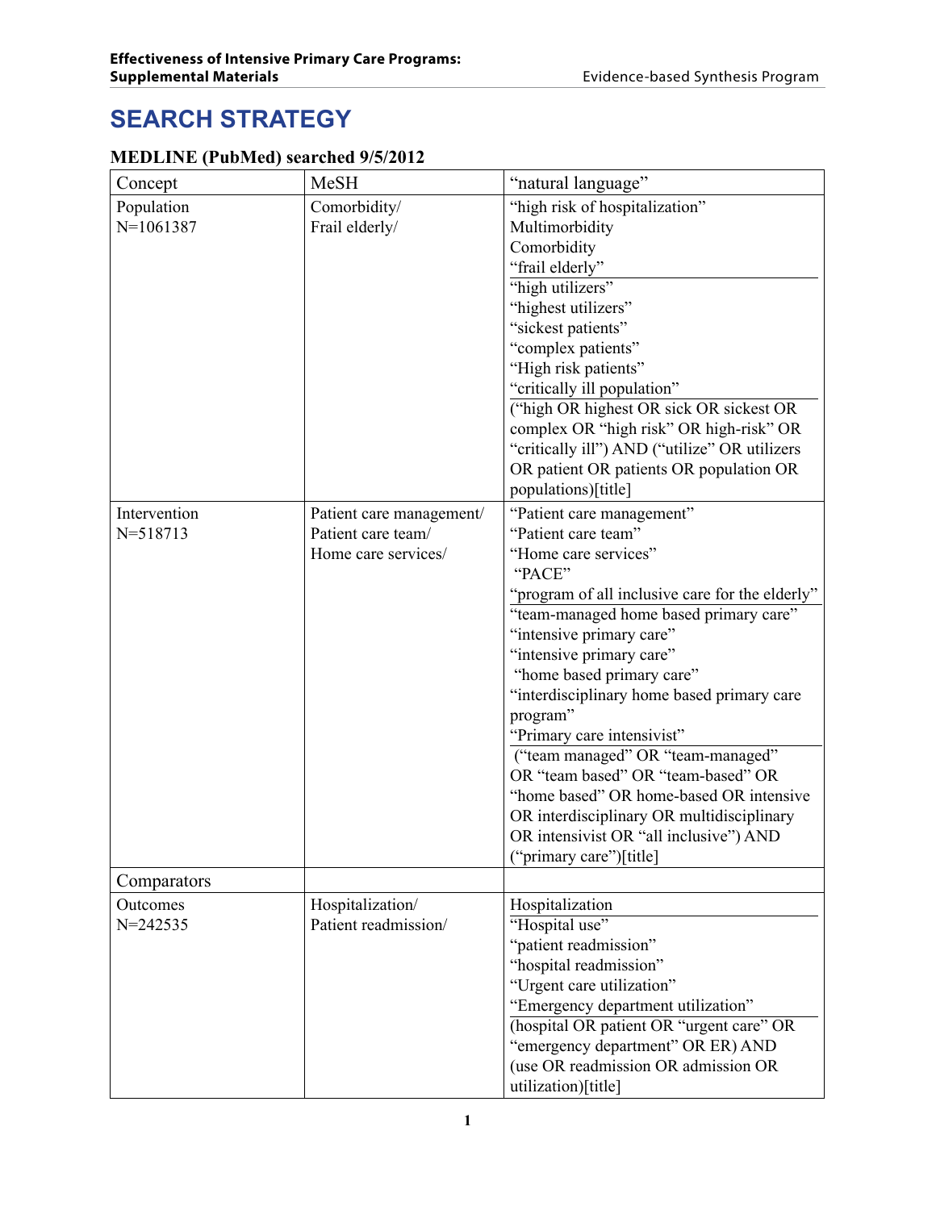# SEARCH STRATEGY

## MEDLINE (PubMed) searched 9/5/2012

| Concept | MeSH | "natural language" |
| --- | --- | --- |
| Population<br>N=1061387 | Comorbidity/<br>Frail elderly/ | "high risk of hospitalization"<br>Multimorbidity<br>Comorbidity<br>"frail elderly"<br>"high utilizers"<br>"highest utilizers"<br>"sickest patients"<br>"complex patients"<br>"High risk patients"<br>"critically ill population"<br>("high OR highest OR sick OR sickest OR complex OR "high risk" OR high-risk" OR "critically ill") AND ("utilize" OR utilizers OR patient OR patients OR population OR populations)[title] |
| Intervention<br>N=518713 | Patient care management/<br>Patient care team/<br>Home care services/ | "Patient care management"<br>"Patient care team"<br>"Home care services"<br>"PACE"<br>"program of all inclusive care for the elderly"<br>"team-managed home based primary care"<br>"intensive primary care"<br>"intensive primary care"<br>"home based primary care"<br>"interdisciplinary home based primary care program"<br>"Primary care intensivist"<br>("team managed" OR "team-managed" OR "team based" OR "team-based" OR "home based" OR home-based OR intensive OR interdisciplinary OR multidisciplinary OR intensivist OR "all inclusive") AND ("primary care")[title] |
| Comparators | | |
| Outcomes<br>N=242535 | Hospitalization/<br>Patient readmission/ | Hospitalization<br>"Hospital use"<br>"patient readmission"<br>"hospital readmission"<br>"Urgent care utilization"<br>"Emergency department utilization"<br>(hospital OR patient OR "urgent care" OR "emergency department" OR ER) AND (use OR readmission OR admission OR utilization)[title] |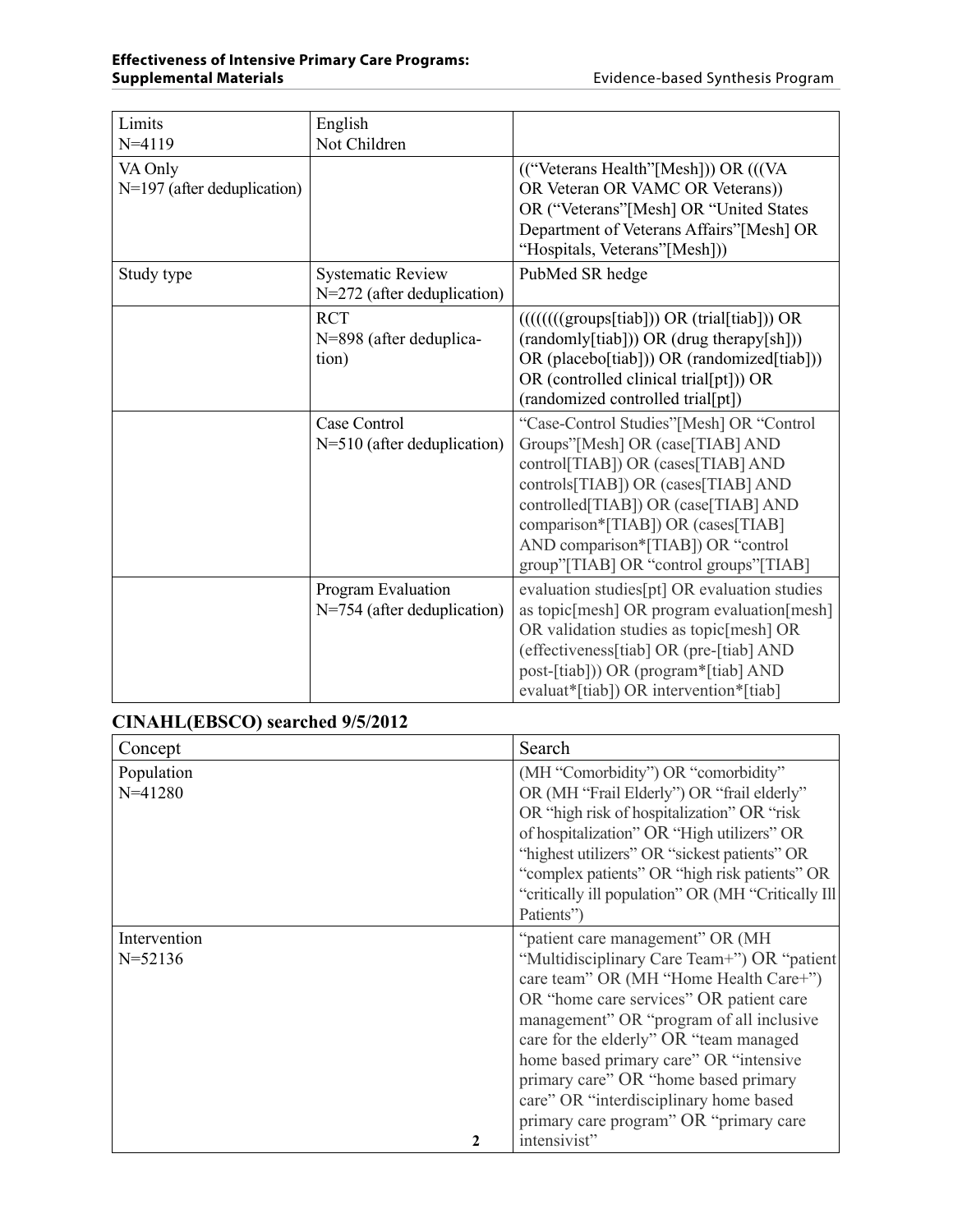| Limits N=4119 | English Not Children | |
|---|---|---|
| VA Only N=197 (after deduplication) | | (("Veterans Health"[Mesh])) OR (((VA OR Veteran OR VAMC OR Veterans)) OR ("Veterans"[Mesh] OR "United States Department of Veterans Affairs"[Mesh] OR "Hospitals, Veterans"[Mesh])) |
| Study type | Systematic Review N=272 (after deduplication) | PubMed SR hedge |
| | RCT N=898 (after deduplication) | (((((((groups[tiab])) OR (trial[tiab])) OR (randomly[tiab])) OR (drug therapy[sh])) OR (placebo[tiab])) OR (randomized[tiab])) OR (controlled clinical trial[pt])) OR (randomized controlled trial[pt]) |
| | Case Control N=510 (after deduplication) | "Case-Control Studies"[Mesh] OR "Control Groups"[Mesh] OR (case[TIAB] AND control[TIAB]) OR (cases[TIAB] AND controls[TIAB]) OR (cases[TIAB] AND controlled[TIAB]) OR (case[TIAB] AND comparison*[TIAB]) OR (cases[TIAB] AND comparison*[TIAB]) OR "control group"[TIAB] OR "control groups"[TIAB] |
| | Program Evaluation N=754 (after deduplication) | evaluation studies[pt] OR evaluation studies as topic[mesh] OR program evaluation[mesh] OR validation studies as topic[mesh] OR (effectiveness[tiab] OR (pre-[tiab] AND post-[tiab])) OR (program*[tiab] AND evaluat*[tiab]) OR intervention*[tiab] |

## CINAHL(EBSCO) searched 9/5/2012

| Concept | Search |
|---|---|
| Population N=41280 | (MH "Comorbidity") OR "comorbidity" OR (MH "Frail Elderly") OR "frail elderly" OR "high risk of hospitalization" OR "risk of hospitalization" OR "High utilizers" OR "highest utilizers" OR "sickest patients" OR "complex patients" OR "high risk patients" OR "critically ill population" OR (MH "Critically Ill Patients") |
| Intervention N=52136 | "patient care management" OR (MH "Multidisciplinary Care Team+") OR "patient care team" OR (MH "Home Health Care+") OR "home care services" OR patient care management" OR "program of all inclusive care for the elderly" OR "team managed home based primary care" OR "intensive primary care" OR "home based primary care" OR "interdisciplinary home based primary care program" OR "primary care intensivist" |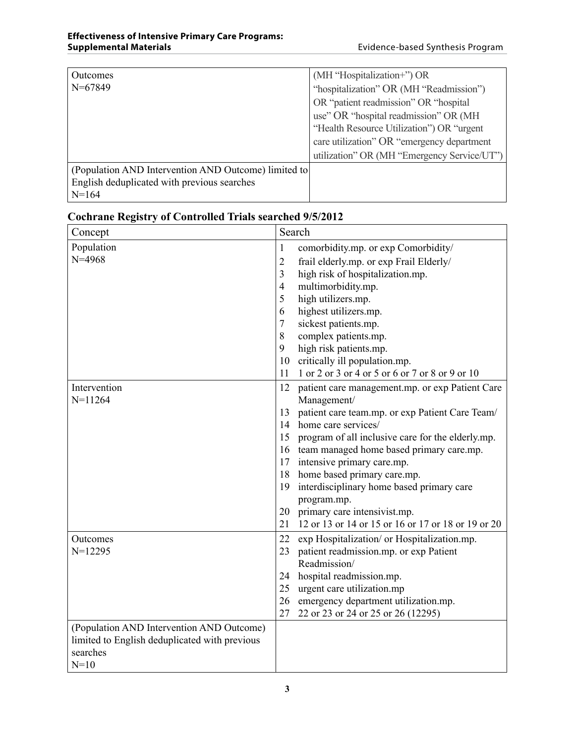| | |
|---|---|
| Outcomes<br>N=67849 | (MH "Hospitalization+") OR "hospitalization" OR (MH "Readmission") OR "patient readmission" OR "hospital use" OR "hospital readmission" OR (MH "Health Resource Utilization") OR "urgent care utilization" OR "emergency department utilization" OR (MH "Emergency Service/UT") |
| (Population AND Intervention AND Outcome) limited to English deduplicated with previous searches<br>N=164 | |

## Cochrane Registry of Controlled Trials searched 9/5/2012

| Concept | Search |
|---|---|
| Population<br>N=4968 | 1 comorbidity.mp. or exp Comorbidity/<br>2 frail elderly.mp. or exp Frail Elderly/<br>3 high risk of hospitalization.mp.<br>4 multimorbidity.mp.<br>5 high utilizers.mp.<br>6 highest utilizers.mp.<br>7 sickest patients.mp.<br>8 complex patients.mp.<br>9 high risk patients.mp.<br>10 critically ill population.mp.<br>11 1 or 2 or 3 or 4 or 5 or 6 or 7 or 8 or 9 or 10 |
| Intervention<br>N=11264 | 12 patient care management.mp. or exp Patient Care Management/<br>13 patient care team.mp. or exp Patient Care Team/<br>14 home care services/<br>15 program of all inclusive care for the elderly.mp.<br>16 team managed home based primary care.mp.<br>17 intensive primary care.mp.<br>18 home based primary care.mp.<br>19 interdisciplinary home based primary care program.mp.<br>20 primary care intensivist.mp.<br>21 12 or 13 or 14 or 15 or 16 or 17 or 18 or 19 or 20 |
| Outcomes<br>N=12295 | 22 exp Hospitalization/ or Hospitalization.mp.<br>23 patient readmission.mp. or exp Patient Readmission/<br>24 hospital readmission.mp.<br>25 urgent care utilization.mp<br>26 emergency department utilization.mp.<br>27 22 or 23 or 24 or 25 or 26 (12295) |
| (Population AND Intervention AND Outcome) limited to English deduplicated with previous searches<br>N=10 | |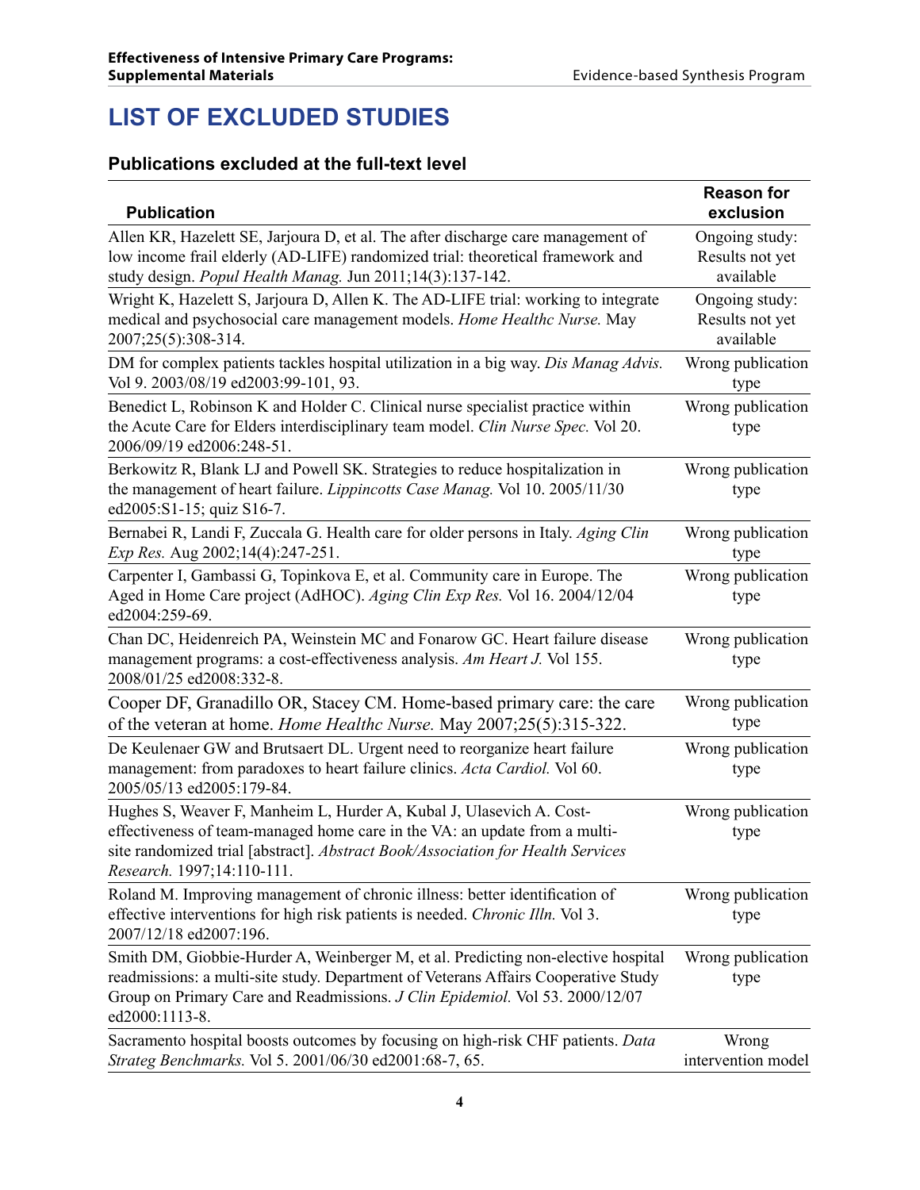# LIST OF EXCLUDED STUDIES

## Publications excluded at the full-text level

| Publication | Reason for exclusion |
|---|---|
| Allen KR, Hazelett SE, Jarjoura D, et al. The after discharge care management of low income frail elderly (AD-LIFE) randomized trial: theoretical framework and study design. *Popul Health Manag.* Jun 2011;14(3):137-142. | Ongoing study: Results not yet available |
| Wright K, Hazelett S, Jarjoura D, Allen K. The AD-LIFE trial: working to integrate medical and psychosocial care management models. *Home Healthc Nurse.* May 2007;25(5):308-314. | Ongoing study: Results not yet available |
| DM for complex patients tackles hospital utilization in a big way. *Dis Manag Advis.* Vol 9. 2003/08/19 ed2003:99-101, 93. | Wrong publication type |
| Benedict L, Robinson K and Holder C. Clinical nurse specialist practice within the Acute Care for Elders interdisciplinary team model. *Clin Nurse Spec.* Vol 20. 2006/09/19 ed2006:248-51. | Wrong publication type |
| Berkowitz R, Blank LJ and Powell SK. Strategies to reduce hospitalization in the management of heart failure. *Lippincotts Case Manag.* Vol 10. 2005/11/30 ed2005:S1-15; quiz S16-7. | Wrong publication type |
| Bernabei R, Landi F, Zuccala G. Health care for older persons in Italy. *Aging Clin Exp Res.* Aug 2002;14(4):247-251. | Wrong publication type |
| Carpenter I, Gambassi G, Topinkova E, et al. Community care in Europe. The Aged in Home Care project (AdHOC). *Aging Clin Exp Res.* Vol 16. 2004/12/04 ed2004:259-69. | Wrong publication type |
| Chan DC, Heidenreich PA, Weinstein MC and Fonarow GC. Heart failure disease management programs: a cost-effectiveness analysis. *Am Heart J.* Vol 155. 2008/01/25 ed2008:332-8. | Wrong publication type |
| Cooper DF, Granadillo OR, Stacey CM. Home-based primary care: the care of the veteran at home. *Home Healthc Nurse.* May 2007;25(5):315-322. | Wrong publication type |
| De Keulenaer GW and Brutsaert DL. Urgent need to reorganize heart failure management: from paradoxes to heart failure clinics. *Acta Cardiol.* Vol 60. 2005/05/13 ed2005:179-84. | Wrong publication type |
| Hughes S, Weaver F, Manheim L, Hurder A, Kubal J, Ulasevich A. Cost-effectiveness of team-managed home care in the VA: an update from a multi-site randomized trial [abstract]. *Abstract Book/Association for Health Services Research.* 1997;14:110-111. | Wrong publication type |
| Roland M. Improving management of chronic illness: better identification of effective interventions for high risk patients is needed. *Chronic Illn.* Vol 3. 2007/12/18 ed2007:196. | Wrong publication type |
| Smith DM, Giobbie-Hurder A, Weinberger M, et al. Predicting non-elective hospital readmissions: a multi-site study. Department of Veterans Affairs Cooperative Study Group on Primary Care and Readmissions. *J Clin Epidemiol.* Vol 53. 2000/12/07 ed2000:1113-8. | Wrong publication type |
| Sacramento hospital boosts outcomes by focusing on high-risk CHF patients. *Data Strateg Benchmarks.* Vol 5. 2001/06/30 ed2001:68-7, 65. | Wrong intervention model |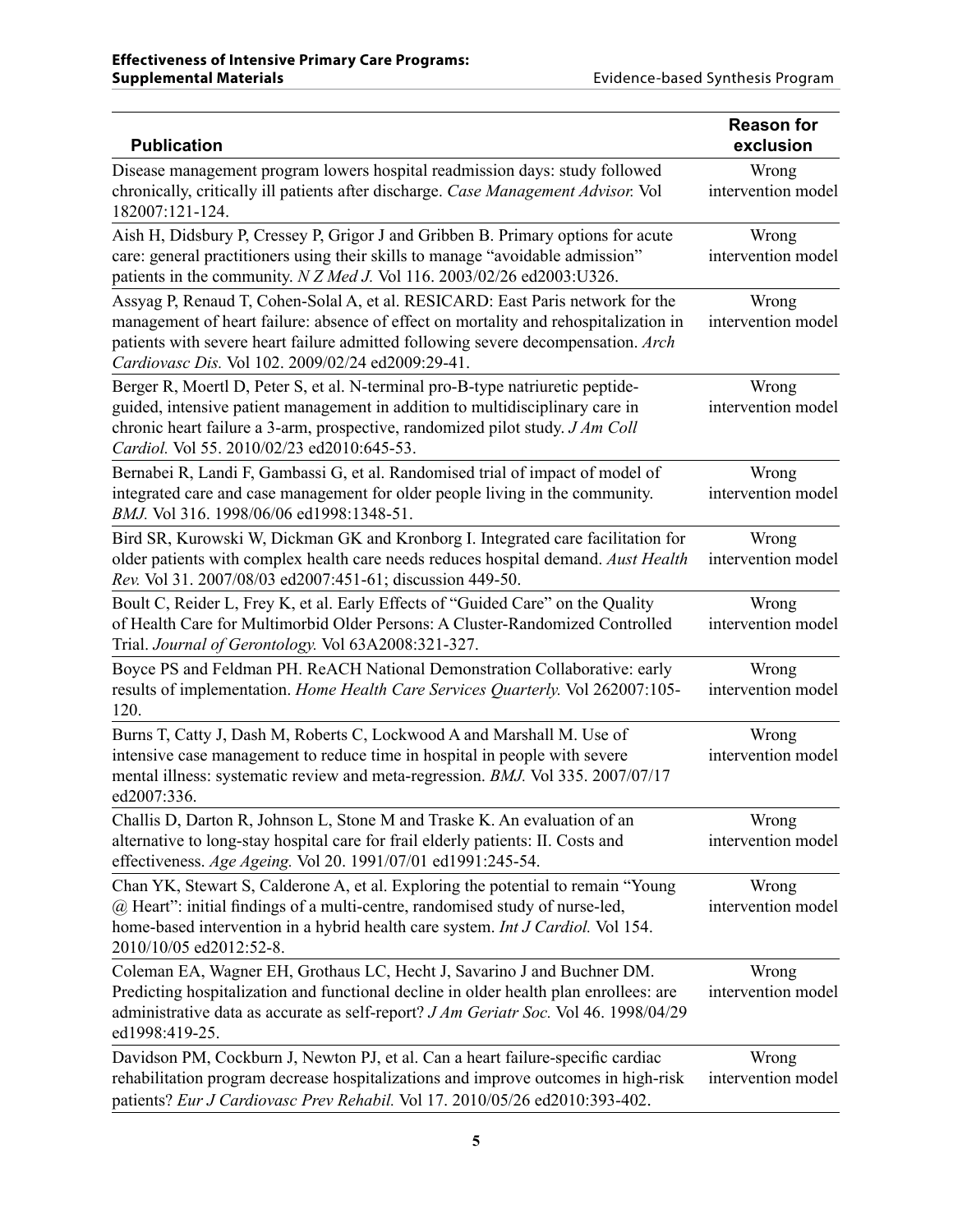| Publication | Reason for exclusion |
|---|---|
| Disease management program lowers hospital readmission days: study followed chronically, critically ill patients after discharge. *Case Management Advisor.* Vol 182007:121-124. | Wrong intervention model |
| Aish H, Didsbury P, Cressey P, Grigor J and Gribben B. Primary options for acute care: general practitioners using their skills to manage "avoidable admission" patients in the community. *N Z Med J.* Vol 116. 2003/02/26 ed2003:U326. | Wrong intervention model |
| Assyag P, Renaud T, Cohen-Solal A, et al. RESICARD: East Paris network for the management of heart failure: absence of effect on mortality and rehospitalization in patients with severe heart failure admitted following severe decompensation. *Arch Cardiovasc Dis.* Vol 102. 2009/02/24 ed2009:29-41. | Wrong intervention model |
| Berger R, Moertl D, Peter S, et al. N-terminal pro-B-type natriuretic peptide-guided, intensive patient management in addition to multidisciplinary care in chronic heart failure a 3-arm, prospective, randomized pilot study. *J Am Coll Cardiol.* Vol 55. 2010/02/23 ed2010:645-53. | Wrong intervention model |
| Bernabei R, Landi F, Gambassi G, et al. Randomised trial of impact of model of integrated care and case management for older people living in the community. *BMJ.* Vol 316. 1998/06/06 ed1998:1348-51. | Wrong intervention model |
| Bird SR, Kurowski W, Dickman GK and Kronborg I. Integrated care facilitation for older patients with complex health care needs reduces hospital demand. *Aust Health Rev.* Vol 31. 2007/08/03 ed2007:451-61; discussion 449-50. | Wrong intervention model |
| Boult C, Reider L, Frey K, et al. Early Effects of "Guided Care" on the Quality of Health Care for Multimorbid Older Persons: A Cluster-Randomized Controlled Trial. *Journal of Gerontology.* Vol 63A2008:321-327. | Wrong intervention model |
| Boyce PS and Feldman PH. ReACH National Demonstration Collaborative: early results of implementation. *Home Health Care Services Quarterly.* Vol 262007:105-120. | Wrong intervention model |
| Burns T, Catty J, Dash M, Roberts C, Lockwood A and Marshall M. Use of intensive case management to reduce time in hospital in people with severe mental illness: systematic review and meta-regression. *BMJ.* Vol 335. 2007/07/17 ed2007:336. | Wrong intervention model |
| Challis D, Darton R, Johnson L, Stone M and Traske K. An evaluation of an alternative to long-stay hospital care for frail elderly patients: II. Costs and effectiveness. *Age Ageing.* Vol 20. 1991/07/01 ed1991:245-54. | Wrong intervention model |
| Chan YK, Stewart S, Calderone A, et al. Exploring the potential to remain "Young @ Heart": initial findings of a multi-centre, randomised study of nurse-led, home-based intervention in a hybrid health care system. *Int J Cardiol.* Vol 154. 2010/10/05 ed2012:52-8. | Wrong intervention model |
| Coleman EA, Wagner EH, Grothaus LC, Hecht J, Savarino J and Buchner DM. Predicting hospitalization and functional decline in older health plan enrollees: are administrative data as accurate as self-report? *J Am Geriatr Soc.* Vol 46. 1998/04/29 ed1998:419-25. | Wrong intervention model |
| Davidson PM, Cockburn J, Newton PJ, et al. Can a heart failure-specific cardiac rehabilitation program decrease hospitalizations and improve outcomes in high-risk patients? *Eur J Cardiovasc Prev Rehabil.* Vol 17. 2010/05/26 ed2010:393-402. | Wrong intervention model |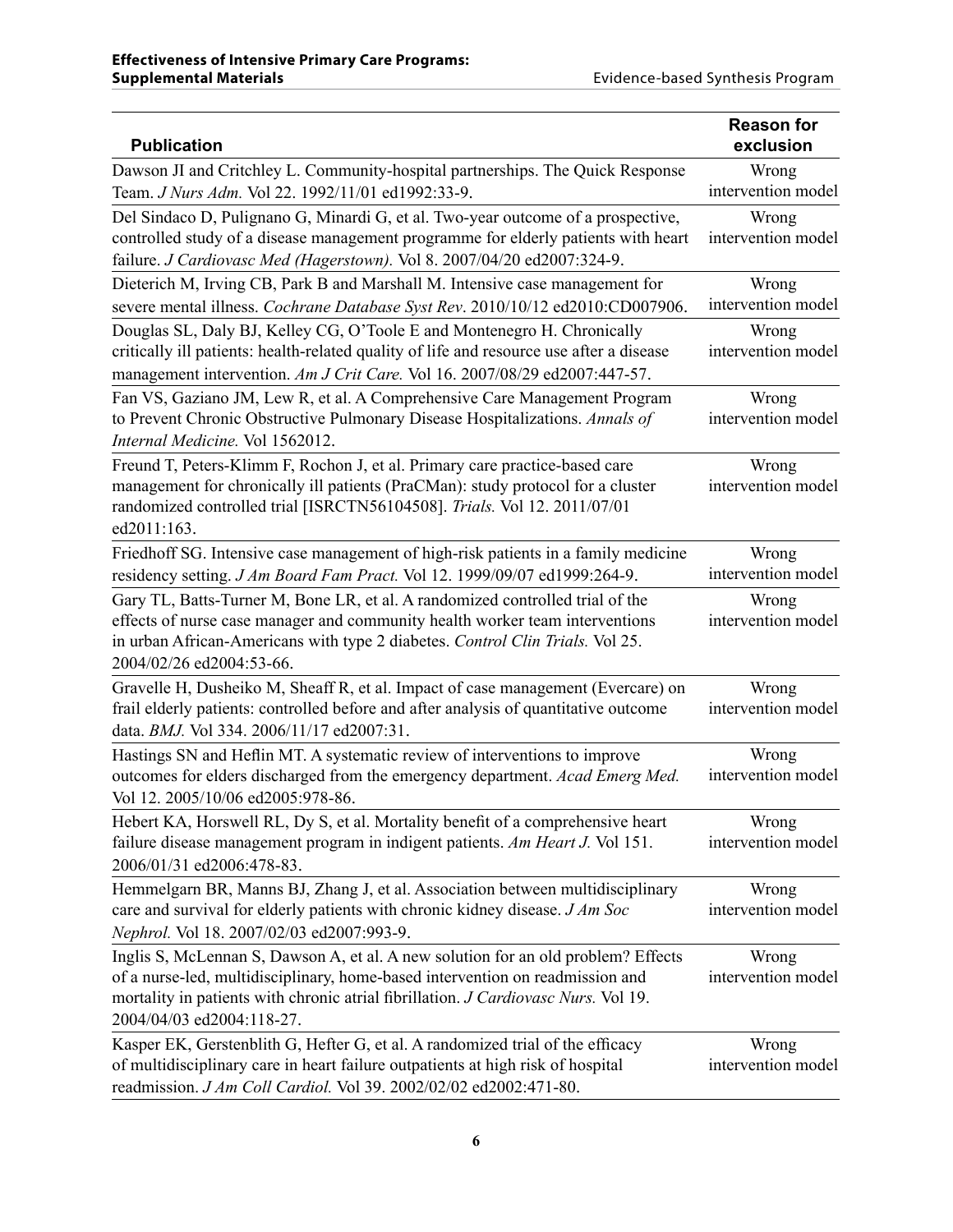| Publication | Reason for exclusion |
|---|---|
| Dawson JI and Critchley L. Community-hospital partnerships. The Quick Response Team. *J Nurs Adm.* Vol 22. 1992/11/01 ed1992:33-9. | Wrong intervention model |
| Del Sindaco D, Pulignano G, Minardi G, et al. Two-year outcome of a prospective, controlled study of a disease management programme for elderly patients with heart failure. *J Cardiovasc Med (Hagerstown).* Vol 8. 2007/04/20 ed2007:324-9. | Wrong intervention model |
| Dieterich M, Irving CB, Park B and Marshall M. Intensive case management for severe mental illness. *Cochrane Database Syst Rev*. 2010/10/12 ed2010:CD007906. | Wrong intervention model |
| Douglas SL, Daly BJ, Kelley CG, O'Toole E and Montenegro H. Chronically critically ill patients: health-related quality of life and resource use after a disease management intervention. *Am J Crit Care.* Vol 16. 2007/08/29 ed2007:447-57. | Wrong intervention model |
| Fan VS, Gaziano JM, Lew R, et al. A Comprehensive Care Management Program to Prevent Chronic Obstructive Pulmonary Disease Hospitalizations. *Annals of Internal Medicine.* Vol 1562012. | Wrong intervention model |
| Freund T, Peters-Klimm F, Rochon J, et al. Primary care practice-based care management for chronically ill patients (PraCMan): study protocol for a cluster randomized controlled trial [ISRCTN56104508]. *Trials.* Vol 12. 2011/07/01 ed2011:163. | Wrong intervention model |
| Friedhoff SG. Intensive case management of high-risk patients in a family medicine residency setting. *J Am Board Fam Pract.* Vol 12. 1999/09/07 ed1999:264-9. | Wrong intervention model |
| Gary TL, Batts-Turner M, Bone LR, et al. A randomized controlled trial of the effects of nurse case manager and community health worker team interventions in urban African-Americans with type 2 diabetes. *Control Clin Trials.* Vol 25. 2004/02/26 ed2004:53-66. | Wrong intervention model |
| Gravelle H, Dusheiko M, Sheaff R, et al. Impact of case management (Evercare) on frail elderly patients: controlled before and after analysis of quantitative outcome data. *BMJ.* Vol 334. 2006/11/17 ed2007:31. | Wrong intervention model |
| Hastings SN and Heflin MT. A systematic review of interventions to improve outcomes for elders discharged from the emergency department. *Acad Emerg Med.* Vol 12. 2005/10/06 ed2005:978-86. | Wrong intervention model |
| Hebert KA, Horswell RL, Dy S, et al. Mortality benefit of a comprehensive heart failure disease management program in indigent patients. *Am Heart J.* Vol 151. 2006/01/31 ed2006:478-83. | Wrong intervention model |
| Hemmelgarn BR, Manns BJ, Zhang J, et al. Association between multidisciplinary care and survival for elderly patients with chronic kidney disease. *J Am Soc Nephrol.* Vol 18. 2007/02/03 ed2007:993-9. | Wrong intervention model |
| Inglis S, McLennan S, Dawson A, et al. A new solution for an old problem? Effects of a nurse-led, multidisciplinary, home-based intervention on readmission and mortality in patients with chronic atrial fibrillation. *J Cardiovasc Nurs.* Vol 19. 2004/04/03 ed2004:118-27. | Wrong intervention model |
| Kasper EK, Gerstenblith G, Hefter G, et al. A randomized trial of the efficacy of multidisciplinary care in heart failure outpatients at high risk of hospital readmission. *J Am Coll Cardiol.* Vol 39. 2002/02/02 ed2002:471-80. | Wrong intervention model |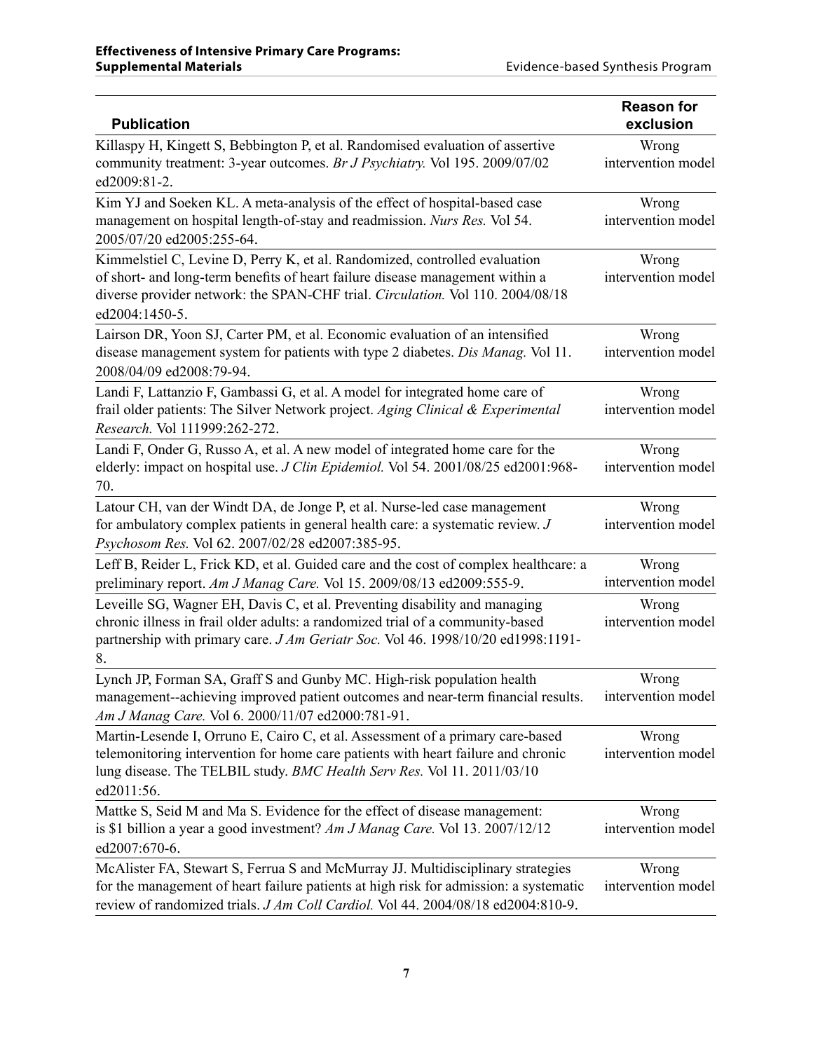| Publication | Reason for exclusion |
|---|---|
| Killaspy H, Kingett S, Bebbington P, et al. Randomised evaluation of assertive community treatment: 3-year outcomes. *Br J Psychiatry.* Vol 195. 2009/07/02 ed2009:81-2. | Wrong intervention model |
| Kim YJ and Soeken KL. A meta-analysis of the effect of hospital-based case management on hospital length-of-stay and readmission. *Nurs Res.* Vol 54. 2005/07/20 ed2005:255-64. | Wrong intervention model |
| Kimmelstiel C, Levine D, Perry K, et al. Randomized, controlled evaluation of short- and long-term benefits of heart failure disease management within a diverse provider network: the SPAN-CHF trial. *Circulation.* Vol 110. 2004/08/18 ed2004:1450-5. | Wrong intervention model |
| Lairson DR, Yoon SJ, Carter PM, et al. Economic evaluation of an intensified disease management system for patients with type 2 diabetes. *Dis Manag.* Vol 11. 2008/04/09 ed2008:79-94. | Wrong intervention model |
| Landi F, Lattanzio F, Gambassi G, et al. A model for integrated home care of frail older patients: The Silver Network project. *Aging Clinical & Experimental Research.* Vol 111999:262-272. | Wrong intervention model |
| Landi F, Onder G, Russo A, et al. A new model of integrated home care for the elderly: impact on hospital use. *J Clin Epidemiol.* Vol 54. 2001/08/25 ed2001:968-70. | Wrong intervention model |
| Latour CH, van der Windt DA, de Jonge P, et al. Nurse-led case management for ambulatory complex patients in general health care: a systematic review. *J Psychosom Res.* Vol 62. 2007/02/28 ed2007:385-95. | Wrong intervention model |
| Leff B, Reider L, Frick KD, et al. Guided care and the cost of complex healthcare: a preliminary report. *Am J Manag Care.* Vol 15. 2009/08/13 ed2009:555-9. | Wrong intervention model |
| Leveille SG, Wagner EH, Davis C, et al. Preventing disability and managing chronic illness in frail older adults: a randomized trial of a community-based partnership with primary care. *J Am Geriatr Soc.* Vol 46. 1998/10/20 ed1998:1191-8. | Wrong intervention model |
| Lynch JP, Forman SA, Graff S and Gunby MC. High-risk population health management--achieving improved patient outcomes and near-term financial results. *Am J Manag Care.* Vol 6. 2000/11/07 ed2000:781-91. | Wrong intervention model |
| Martin-Lesende I, Orruno E, Cairo C, et al. Assessment of a primary care-based telemonitoring intervention for home care patients with heart failure and chronic lung disease. The TELBIL study. *BMC Health Serv Res.* Vol 11. 2011/03/10 ed2011:56. | Wrong intervention model |
| Mattke S, Seid M and Ma S. Evidence for the effect of disease management: is $1 billion a year a good investment? *Am J Manag Care.* Vol 13. 2007/12/12 ed2007:670-6. | Wrong intervention model |
| McAlister FA, Stewart S, Ferrua S and McMurray JJ. Multidisciplinary strategies for the management of heart failure patients at high risk for admission: a systematic review of randomized trials. *J Am Coll Cardiol.* Vol 44. 2004/08/18 ed2004:810-9. | Wrong intervention model |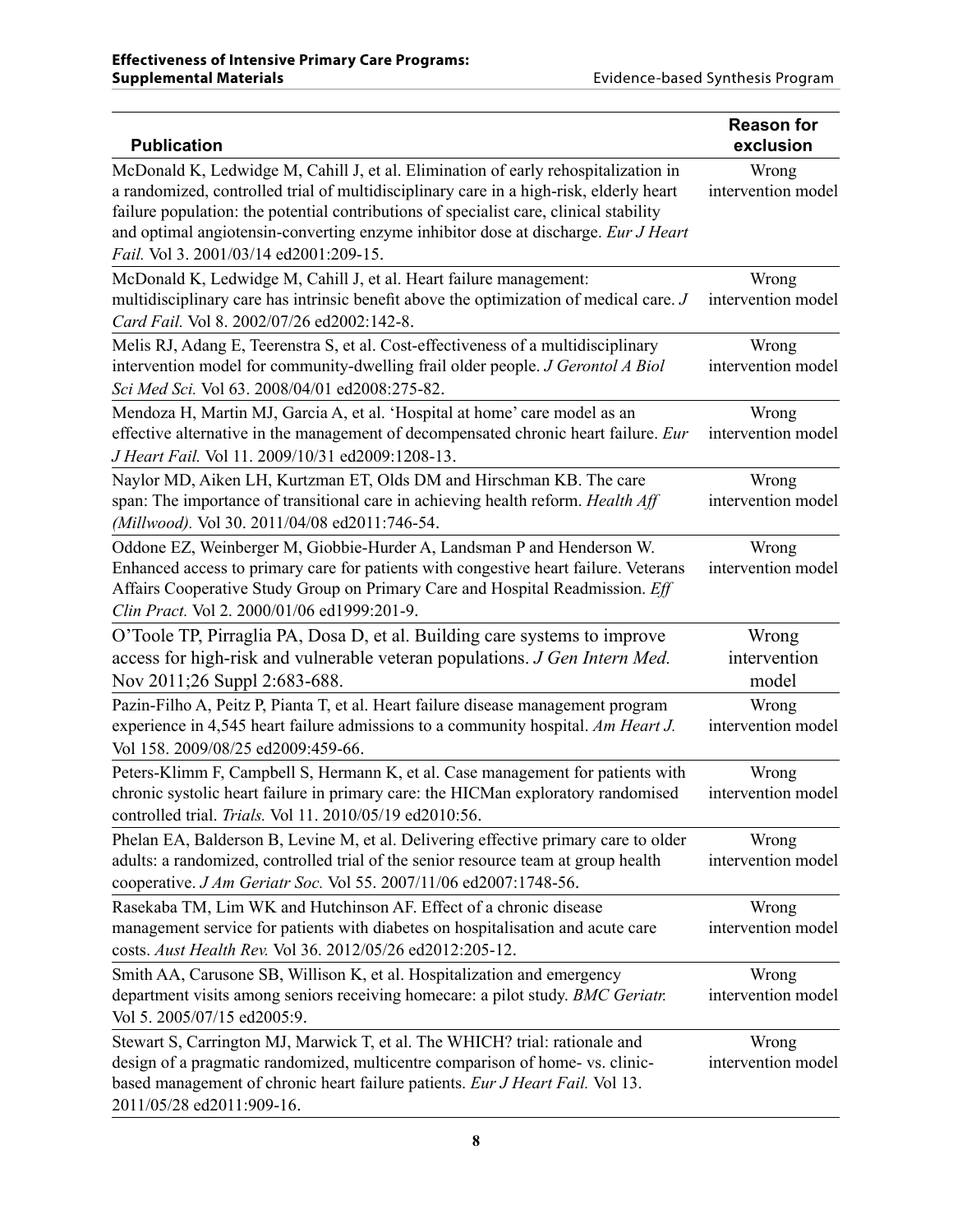| Publication | Reason for exclusion |
| --- | --- |
| McDonald K, Ledwidge M, Cahill J, et al. Elimination of early rehospitalization in a randomized, controlled trial of multidisciplinary care in a high-risk, elderly heart failure population: the potential contributions of specialist care, clinical stability and optimal angiotensin-converting enzyme inhibitor dose at discharge. *Eur J Heart Fail.* Vol 3. 2001/03/14 ed2001:209-15. | Wrong intervention model |
| McDonald K, Ledwidge M, Cahill J, et al. Heart failure management: multidisciplinary care has intrinsic benefit above the optimization of medical care. *J Card Fail.* Vol 8. 2002/07/26 ed2002:142-8. | Wrong intervention model |
| Melis RJ, Adang E, Teerenstra S, et al. Cost-effectiveness of a multidisciplinary intervention model for community-dwelling frail older people. *J Gerontol A Biol Sci Med Sci.* Vol 63. 2008/04/01 ed2008:275-82. | Wrong intervention model |
| Mendoza H, Martin MJ, Garcia A, et al. 'Hospital at home' care model as an effective alternative in the management of decompensated chronic heart failure. *Eur J Heart Fail.* Vol 11. 2009/10/31 ed2009:1208-13. | Wrong intervention model |
| Naylor MD, Aiken LH, Kurtzman ET, Olds DM and Hirschman KB. The care span: The importance of transitional care in achieving health reform. *Health Aff (Millwood).* Vol 30. 2011/04/08 ed2011:746-54. | Wrong intervention model |
| Oddone EZ, Weinberger M, Giobbie-Hurder A, Landsman P and Henderson W. Enhanced access to primary care for patients with congestive heart failure. Veterans Affairs Cooperative Study Group on Primary Care and Hospital Readmission. *Eff Clin Pract.* Vol 2. 2000/01/06 ed1999:201-9. | Wrong intervention model |
| O'Toole TP, Pirraglia PA, Dosa D, et al. Building care systems to improve access for high-risk and vulnerable veteran populations. *J Gen Intern Med.* Nov 2011;26 Suppl 2:683-688. | Wrong intervention model |
| Pazin-Filho A, Peitz P, Pianta T, et al. Heart failure disease management program experience in 4,545 heart failure admissions to a community hospital. *Am Heart J.* Vol 158. 2009/08/25 ed2009:459-66. | Wrong intervention model |
| Peters-Klimm F, Campbell S, Hermann K, et al. Case management for patients with chronic systolic heart failure in primary care: the HICMan exploratory randomised controlled trial. *Trials.* Vol 11. 2010/05/19 ed2010:56. | Wrong intervention model |
| Phelan EA, Balderson B, Levine M, et al. Delivering effective primary care to older adults: a randomized, controlled trial of the senior resource team at group health cooperative. *J Am Geriatr Soc.* Vol 55. 2007/11/06 ed2007:1748-56. | Wrong intervention model |
| Rasekaba TM, Lim WK and Hutchinson AF. Effect of a chronic disease management service for patients with diabetes on hospitalisation and acute care costs. *Aust Health Rev.* Vol 36. 2012/05/26 ed2012:205-12. | Wrong intervention model |
| Smith AA, Carusone SB, Willison K, et al. Hospitalization and emergency department visits among seniors receiving homecare: a pilot study. *BMC Geriatr.* Vol 5. 2005/07/15 ed2005:9. | Wrong intervention model |
| Stewart S, Carrington MJ, Marwick T, et al. The WHICH? trial: rationale and design of a pragmatic randomized, multicentre comparison of home- vs. clinic-based management of chronic heart failure patients. *Eur J Heart Fail.* Vol 13. 2011/05/28 ed2011:909-16. | Wrong intervention model |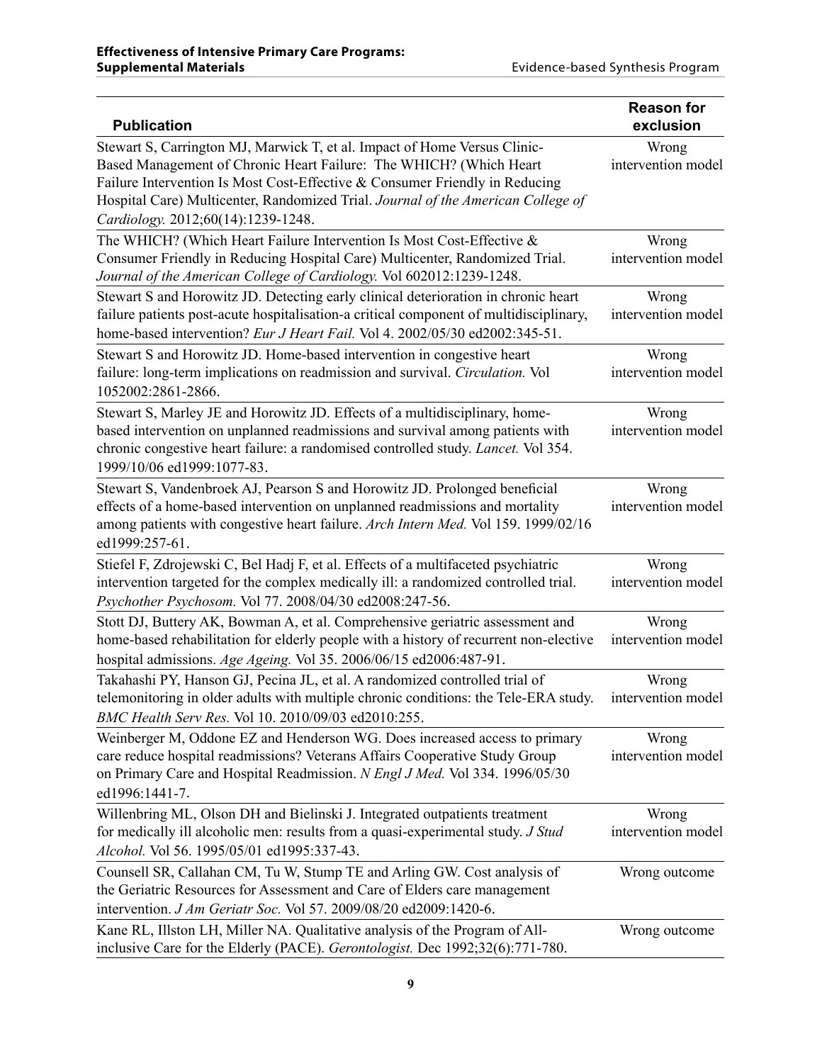| Publication | Reason for exclusion |
|---|---|
| Stewart S, Carrington MJ, Marwick T, et al. Impact of Home Versus Clinic-Based Management of Chronic Heart Failure: The WHICH? (Which Heart Failure Intervention Is Most Cost-Effective & Consumer Friendly in Reducing Hospital Care) Multicenter, Randomized Trial. *Journal of the American College of Cardiology.* 2012;60(14):1239-1248. | Wrong intervention model |
| The WHICH? (Which Heart Failure Intervention Is Most Cost-Effective & Consumer Friendly in Reducing Hospital Care) Multicenter, Randomized Trial. *Journal of the American College of Cardiology.* Vol 602012:1239-1248. | Wrong intervention model |
| Stewart S and Horowitz JD. Detecting early clinical deterioration in chronic heart failure patients post-acute hospitalisation-a critical component of multidisciplinary, home-based intervention? *Eur J Heart Fail.* Vol 4. 2002/05/30 ed2002:345-51. | Wrong intervention model |
| Stewart S and Horowitz JD. Home-based intervention in congestive heart failure: long-term implications on readmission and survival. *Circulation.* Vol 1052002:2861-2866. | Wrong intervention model |
| Stewart S, Marley JE and Horowitz JD. Effects of a multidisciplinary, home-based intervention on unplanned readmissions and survival among patients with chronic congestive heart failure: a randomised controlled study. *Lancet.* Vol 354. 1999/10/06 ed1999:1077-83. | Wrong intervention model |
| Stewart S, Vandenbroek AJ, Pearson S and Horowitz JD. Prolonged beneficial effects of a home-based intervention on unplanned readmissions and mortality among patients with congestive heart failure. *Arch Intern Med.* Vol 159. 1999/02/16 ed1999:257-61. | Wrong intervention model |
| Stiefel F, Zdrojewski C, Bel Hadj F, et al. Effects of a multifaceted psychiatric intervention targeted for the complex medically ill: a randomized controlled trial. *Psychother Psychosom.* Vol 77. 2008/04/30 ed2008:247-56. | Wrong intervention model |
| Stott DJ, Buttery AK, Bowman A, et al. Comprehensive geriatric assessment and home-based rehabilitation for elderly people with a history of recurrent non-elective hospital admissions. *Age Ageing.* Vol 35. 2006/06/15 ed2006:487-91. | Wrong intervention model |
| Takahashi PY, Hanson GJ, Pecina JL, et al. A randomized controlled trial of telemonitoring in older adults with multiple chronic conditions: the Tele-ERA study. *BMC Health Serv Res.* Vol 10. 2010/09/03 ed2010:255. | Wrong intervention model |
| Weinberger M, Oddone EZ and Henderson WG. Does increased access to primary care reduce hospital readmissions? Veterans Affairs Cooperative Study Group on Primary Care and Hospital Readmission. *N Engl J Med.* Vol 334. 1996/05/30 ed1996:1441-7. | Wrong intervention model |
| Willenbring ML, Olson DH and Bielinski J. Integrated outpatients treatment for medically ill alcoholic men: results from a quasi-experimental study. *J Stud Alcohol.* Vol 56. 1995/05/01 ed1995:337-43. | Wrong intervention model |
| Counsell SR, Callahan CM, Tu W, Stump TE and Arling GW. Cost analysis of the Geriatric Resources for Assessment and Care of Elders care management intervention. *J Am Geriatr Soc.* Vol 57. 2009/08/20 ed2009:1420-6. | Wrong outcome |
| Kane RL, Illston LH, Miller NA. Qualitative analysis of the Program of All-inclusive Care for the Elderly (PACE). *Gerontologist.* Dec 1992;32(6):771-780. | Wrong outcome |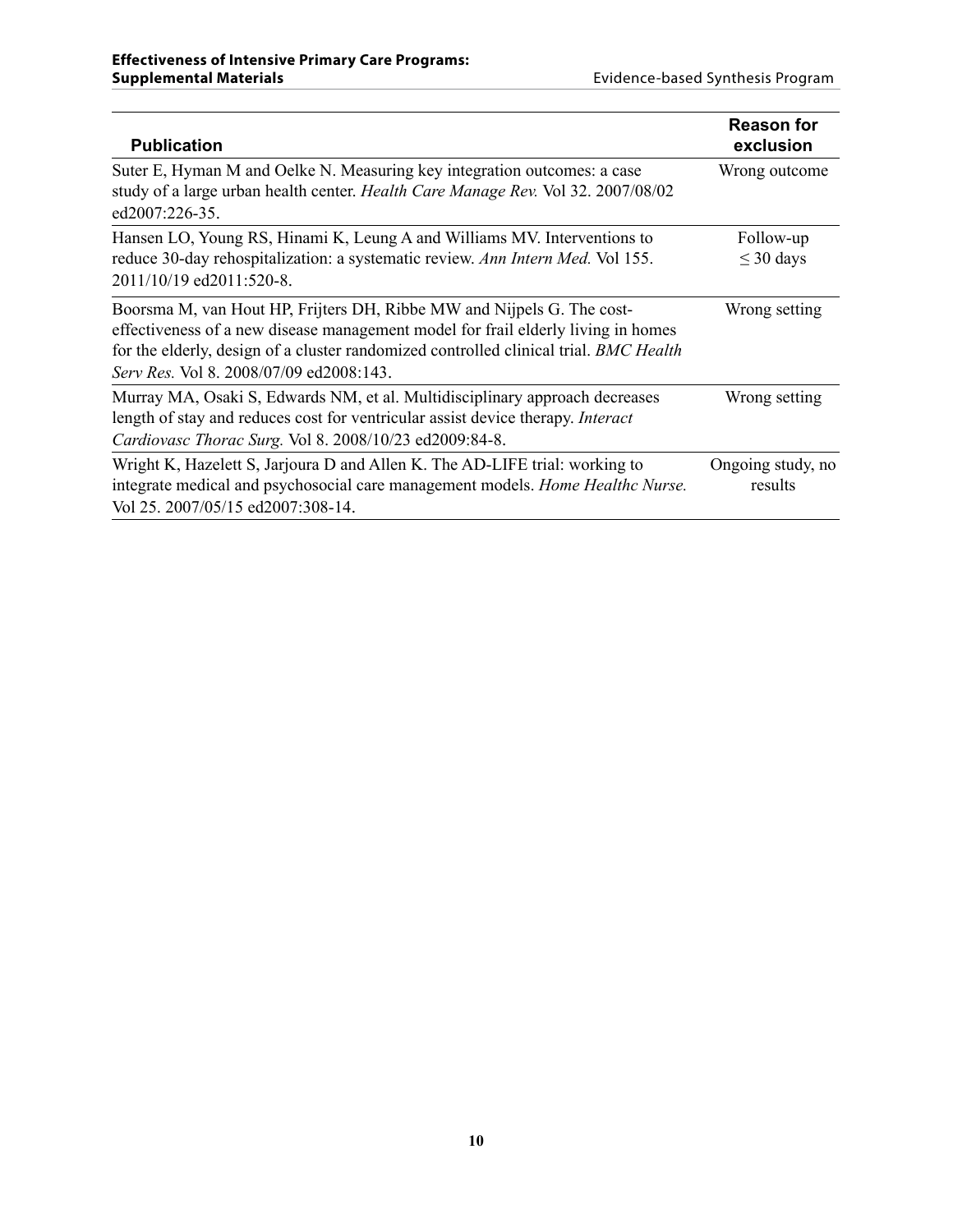| Publication | Reason for exclusion |
|---|---|
| Suter E, Hyman M and Oelke N. Measuring key integration outcomes: a case study of a large urban health center. *Health Care Manage Rev.* Vol 32. 2007/08/02 ed2007:226-35. | Wrong outcome |
| Hansen LO, Young RS, Hinami K, Leung A and Williams MV. Interventions to reduce 30-day rehospitalization: a systematic review. *Ann Intern Med.* Vol 155. 2011/10/19 ed2011:520-8. | Follow-up ≤ 30 days |
| Boorsma M, van Hout HP, Frijters DH, Ribbe MW and Nijpels G. The cost-effectiveness of a new disease management model for frail elderly living in homes for the elderly, design of a cluster randomized controlled clinical trial. *BMC Health Serv Res.* Vol 8. 2008/07/09 ed2008:143. | Wrong setting |
| Murray MA, Osaki S, Edwards NM, et al. Multidisciplinary approach decreases length of stay and reduces cost for ventricular assist device therapy. *Interact Cardiovasc Thorac Surg.* Vol 8. 2008/10/23 ed2009:84-8. | Wrong setting |
| Wright K, Hazelett S, Jarjoura D and Allen K. The AD-LIFE trial: working to integrate medical and psychosocial care management models. *Home Healthc Nurse.* Vol 25. 2007/05/15 ed2007:308-14. | Ongoing study, no results |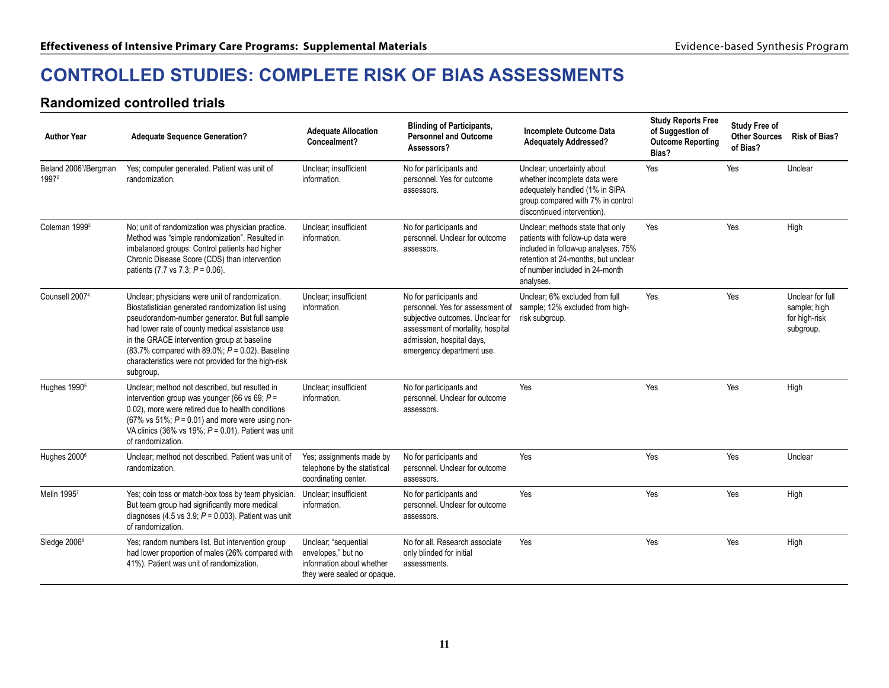# CONTROLLED STUDIES: COMPLETE RISK OF BIAS ASSESSMENTS

## Randomized controlled trials

| Author Year | Adequate Sequence Generation? | Adequate Allocation Concealment? | Blinding of Participants, Personnel and Outcome Assessors? | Incomplete Outcome Data Adequately Addressed? | Study Reports Free of Suggestion of Outcome Reporting Bias? | Study Free of Other Sources of Bias? | Risk of Bias? |
|---|---|---|---|---|---|---|---|
| Beland 2006[1]/Bergman 1997[2] | Yes; computer generated. Patient was unit of randomization. | Unclear; insufficient information. | No for participants and personnel. Yes for outcome assessors. | Unclear; uncertainty about whether incomplete data were adequately handled (1% in SIPA group compared with 7% in control discontinued intervention). | Yes | Yes | Unclear |
| Coleman 1999[3] | No; unit of randomization was physician practice. Method was "simple randomization". Resulted in imbalanced groups: Control patients had higher Chronic Disease Score (CDS) than intervention patients (7.7 vs 7.3; $P = 0.06$). | Unclear; insufficient information. | No for participants and personnel. Unclear for outcome assessors. | Unclear; methods state that only patients with follow-up data were included in follow-up analyses. 75% retention at 24-months, but unclear of number included in 24-month analyses. | Yes | Yes | High |
| Counsell 2007[4] | Unclear; physicians were unit of randomization. Biostatistician generated randomization list using pseudorandom-number generator. But full sample had lower rate of county medical assistance use in the GRACE intervention group at baseline (83.7% compared with 89.0%; $P = 0.02$). Baseline characteristics were not provided for the high-risk subgroup. | Unclear; insufficient information. | No for participants and personnel. Yes for assessment of subjective outcomes. Unclear for assessment of mortality, hospital admission, hospital days, emergency department use. | Unclear; 6% excluded from full sample; 12% excluded from high-risk subgroup. | Yes | Yes | Unclear for full sample; high for high-risk subgroup. |
| Hughes 1990[5] | Unclear; method not described, but resulted in intervention group was younger (66 vs 69; $P = 0.02$), more were retired due to health conditions (67% vs 51%; $P = 0.01$) and more were using non-VA clinics (36% vs 19%; $P = 0.01$). Patient was unit of randomization. | Unclear; insufficient information. | No for participants and personnel. Unclear for outcome assessors. | Yes | Yes | Yes | High |
| Hughes 2000[6] | Unclear; method not described. Patient was unit of randomization. | Yes; assignments made by telephone by the statistical coordinating center. | No for participants and personnel. Unclear for outcome assessors. | Yes | Yes | Yes | Unclear |
| Melin 1995[7] | Yes; coin toss or match-box toss by team physician. But team group had significantly more medical diagnoses (4.5 vs 3.9; $P = 0.003$). Patient was unit of randomization. | Unclear; insufficient information. | No for participants and personnel. Unclear for outcome assessors. | Yes | Yes | Yes | High |
| Sledge 2006[8] | Yes; random numbers list. But intervention group had lower proportion of males (26% compared with 41%). Patient was unit of randomization. | Unclear; "sequential envelopes," but no information about whether they were sealed or opaque. | No for all. Research associate only blinded for initial assessments. | Yes | Yes | Yes | High |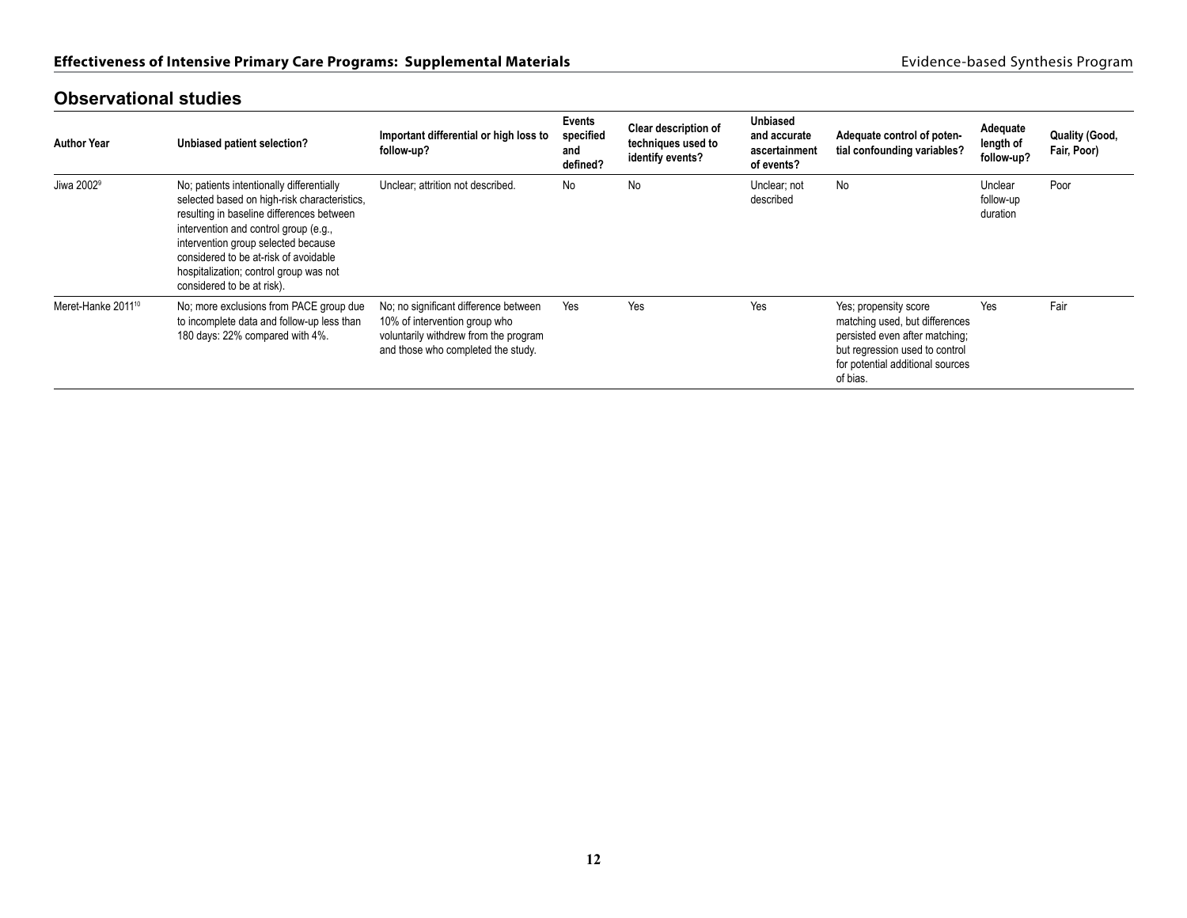## Observational studies

| Author Year | Unbiased patient selection? | Important differential or high loss to follow-up? | Events specified and defined? | Clear description of techniques used to identify events? | Unbiased and accurate ascertainment of events? | Adequate control of potential confounding variables? | Adequate length of follow-up? | Quality (Good, Fair, Poor) |
|---|---|---|---|---|---|---|---|---|
| Jiwa 2002[9] | No; patients intentionally differentially selected based on high-risk characteristics, resulting in baseline differences between intervention and control group (e.g., intervention group selected because considered to be at-risk of avoidable hospitalization; control group was not considered to be at risk). | Unclear; attrition not described. | No | No | Unclear; not described | No | Unclear follow-up duration | Poor |
| Meret-Hanke 2011[10] | No; more exclusions from PACE group due to incomplete data and follow-up less than 180 days: 22% compared with 4%. | No; no significant difference between 10% of intervention group who voluntarily withdrew from the program and those who completed the study. | Yes | Yes | Yes | Yes; propensity score matching used, but differences persisted even after matching; but regression used to control for potential additional sources of bias. | Yes | Fair |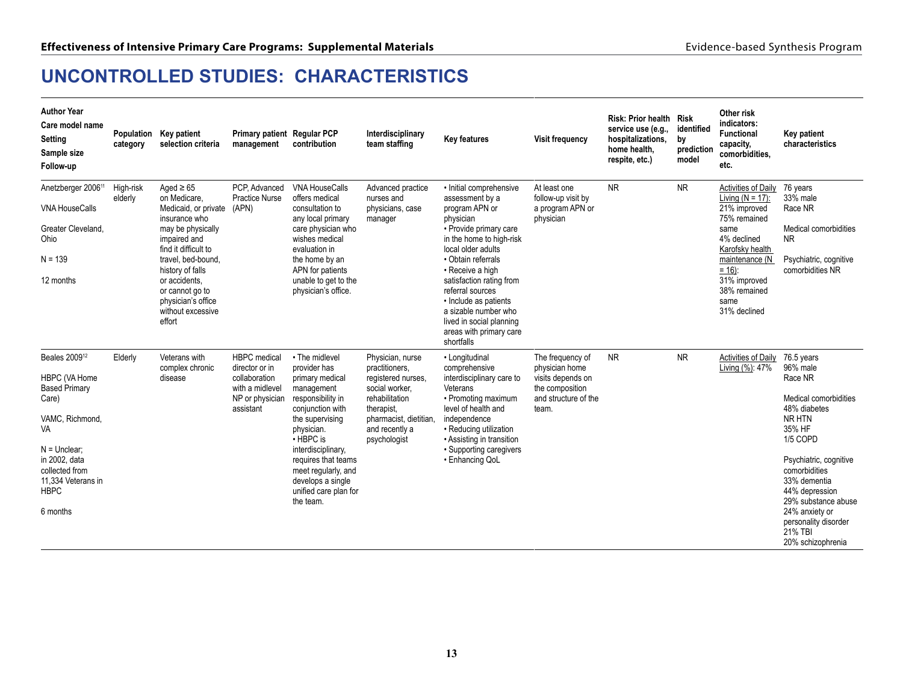# UNCONTROLLED STUDIES: CHARACTERISTICS

| Author Year<br>Care model name<br>Setting<br>Sample size<br>Follow-up | Population category | Key patient selection criteria | Primary patient management | Regular PCP contribution | Interdisciplinary team staffing | Key features | Visit frequency | Risk: Prior health service use (e.g., hospitalizations, home health, respite, etc.) | Risk identified by prediction model | Other risk indicators: Functional capacity, comorbidities, etc. | Key patient characteristics |
|---|---|---|---|---|---|---|---|---|---|---|---|
| Anetzberger 2006[11]<br><br>VNA HouseCalls<br><br>Greater Cleveland, Ohio<br><br>N = 139<br><br>12 months | High-risk elderly | Aged ≥ 65 on Medicare, Medicaid, or private insurance who may be physically impaired and find it difficult to travel, bed-bound, history of falls or accidents, or cannot go to physician's office without excessive effort | PCP, Advanced Practice Nurse (APN) | VNA HouseCalls offers medical consultation to any local primary care physician who wishes medical evaluation in the home by an APN for patients unable to get to the physician's office. | Advanced practice nurses and physicians, case manager | • Initial comprehensive assessment by a program APN or physician<br>• Provide primary care in the home to high-risk local older adults<br>• Obtain referrals<br>• Receive a high satisfaction rating from referral sources<br>• Include as patients a sizable number who lived in social planning areas with primary care shortfalls | At least one follow-up visit by a program APN or physician | NR | NR | Activities of Daily Living (N = 17):<br>21% improved<br>75% remained same<br>4% declined<br>Karofsky health maintenance (N = 16):<br>31% improved<br>38% remained same<br>31% declined | 76 years<br>33% male<br>Race NR<br><br>Medical comorbidities NR<br><br>Psychiatric, cognitive comorbidities NR |
| Beales 2009[12]<br><br>HBPC (VA Home Based Primary Care)<br><br>VAMC, Richmond, VA<br><br>N = Unclear; in 2002, data collected from 11,334 Veterans in HBPC<br><br>6 months | Elderly | Veterans with complex chronic disease | HBPC medical director or in collaboration with a midlevel NP or physician assistant | • The midlevel provider has primary medical management responsibility in conjunction with the supervising physician.<br>• HBPC is interdisciplinary, requires that teams meet regularly, and develops a single unified care plan for the team. | Physician, nurse practitioners, registered nurses, social worker, rehabilitation therapist, pharmacist, dietitian, and recently a psychologist | • Longitudinal comprehensive interdisciplinary care to Veterans<br>• Promoting maximum level of health and independence<br>• Reducing utilization<br>• Assisting in transition<br>• Supporting caregivers<br>• Enhancing QoL | The frequency of physician home visits depends on the composition and structure of the team. | NR | NR | Activities of Daily Living (%): 47% | 76.5 years<br>96% male<br>Race NR<br><br>Medical comorbidities<br>48% diabetes<br>NR HTN<br>35% HF<br>1/5 COPD<br><br>Psychiatric, cognitive comorbidities<br>33% dementia<br>44% depression<br>29% substance abuse<br>24% anxiety or personality disorder<br>21% TBI<br>20% schizophrenia |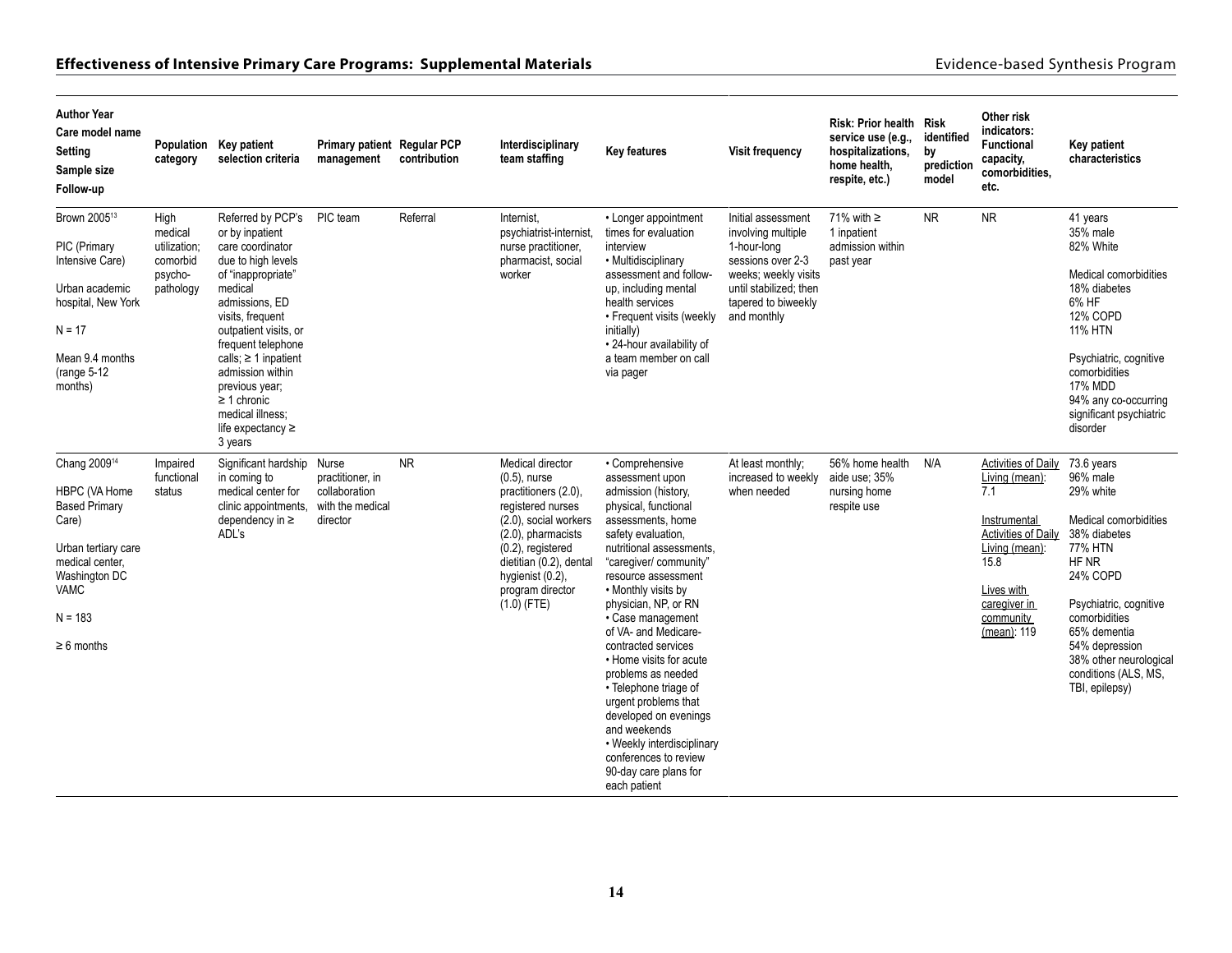| Author Year<br>Care model name<br>Setting<br>Sample size<br>Follow-up | Population category | Key patient selection criteria | Primary patient management | Regular PCP contribution | Interdisciplinary team staffing | Key features | Visit frequency | Risk: Prior health service use (e.g., hospitalizations, home health, respite, etc.) | Risk identified by prediction model | Other risk indicators: Functional capacity, comorbidities, etc. | Key patient characteristics |
|---|---|---|---|---|---|---|---|---|---|---|---|
| Brown 2005[13]<br><br>PIC (Primary Intensive Care)<br><br>Urban academic hospital, New York<br><br>N = 17<br><br>Mean 9.4 months (range 5-12 months) | High medical utilization; comorbid psycho-pathology | Referred by PCP's or by inpatient care coordinator due to high levels of "inappropriate" medical admissions, ED visits, frequent outpatient visits, or frequent telephone calls; ≥ 1 inpatient admission within previous year; ≥ 1 chronic medical illness; life expectancy ≥ 3 years | PIC team | Referral | Internist, psychiatrist-internist, nurse practitioner, pharmacist, social worker | • Longer appointment times for evaluation interview<br>• Multidisciplinary assessment and follow-up, including mental health services<br>• Frequent visits (weekly initially)<br>• 24-hour availability of a team member on call via pager | Initial assessment involving multiple 1-hour-long sessions over 2-3 weeks; weekly visits until stabilized; then tapered to biweekly and monthly | 71% with ≥ 1 inpatient admission within past year | NR | NR | 41 years<br>35% male<br>82% White<br><br>Medical comorbidities<br>18% diabetes<br>6% HF<br>12% COPD<br>11% HTN<br><br>Psychiatric, cognitive comorbidities<br>17% MDD<br>94% any co-occurring significant psychiatric disorder |
| Chang 2009[14]<br><br>HBPC (VA Home Based Primary Care)<br><br>Urban tertiary care medical center, Washington DC VAMC<br><br>N = 183<br><br>≥ 6 months | Impaired functional status | Significant hardship in coming to medical center for clinic appointments, dependency in ≥ ADL's | Nurse practitioner, in collaboration with the medical director | NR | Medical director (0.5), nurse practitioners (2.0), registered nurses (2.0), social workers (2.0), pharmacists (0.2), registered dietitian (0.2), dental hygienist (0.2), program director (1.0) (FTE) | • Comprehensive assessment upon admission (history, physical, functional assessments, home safety evaluation, nutritional assessments, "caregiver/ community" resource assessment<br>• Monthly visits by physician, NP, or RN<br>• Case management of VA- and Medicare-contracted services<br>• Home visits for acute problems as needed<br>• Telephone triage of urgent problems that developed on evenings and weekends<br>• Weekly interdisciplinary conferences to review 90-day care plans for each patient | At least monthly; increased to weekly when needed | 56% home health aide use; 35% nursing home respite use | N/A | Activities of Daily Living (mean): 7.1<br><br>Instrumental Activities of Daily Living (mean): 15.8<br><br>Lives with caregiver in community (mean): 119 | 73.6 years<br>96% male<br>29% white<br><br>Medical comorbidities<br>38% diabetes<br>77% HTN<br>HF NR<br>24% COPD<br><br>Psychiatric, cognitive comorbidities<br>65% dementia<br>54% depression<br>38% other neurological conditions (ALS, MS, TBI, epilepsy) |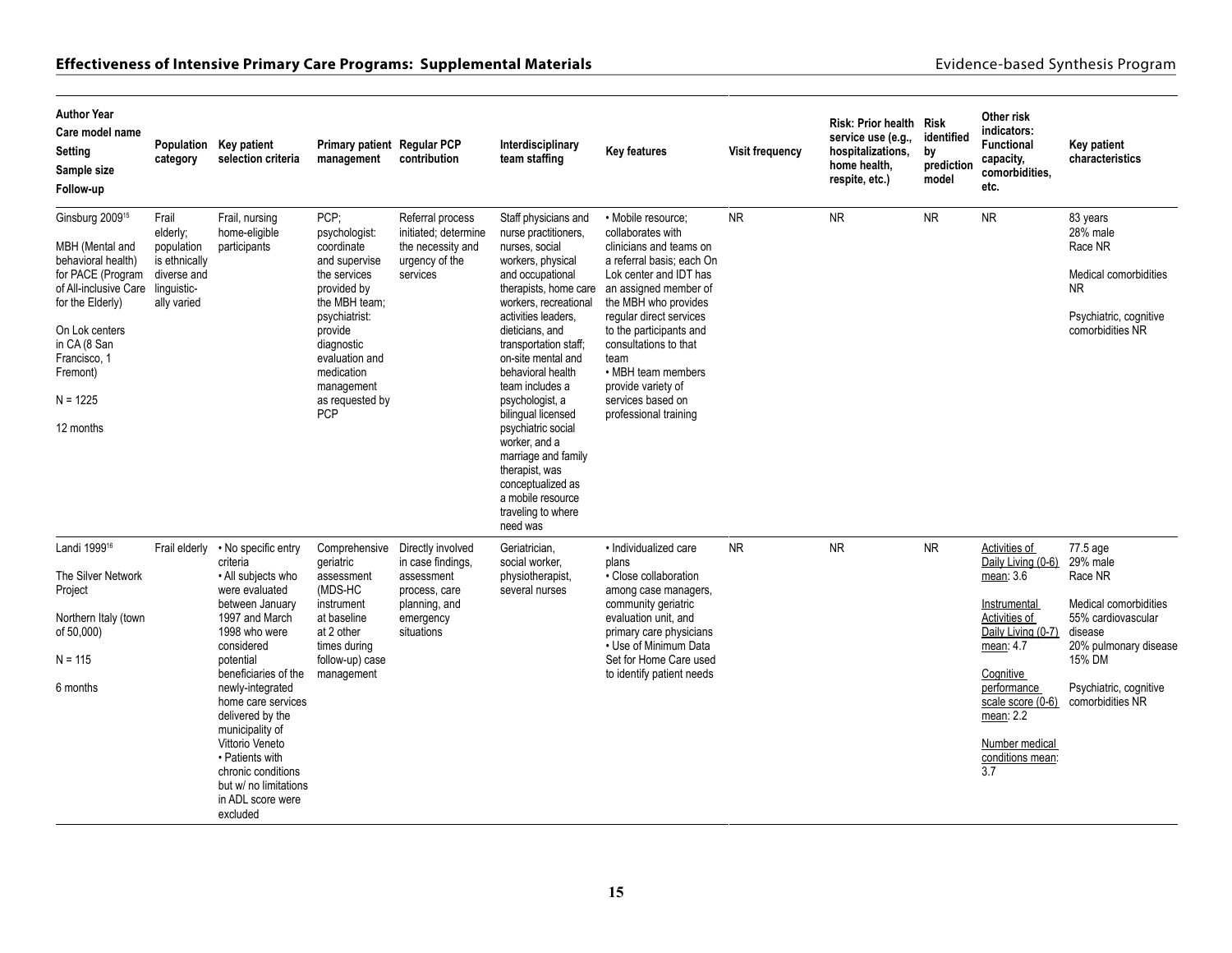| Author Year<br>Care model name<br>Setting<br>Sample size<br>Follow-up | Population category | Key patient selection criteria | Primary patient management | Regular PCP contribution | Interdisciplinary team staffing | Key features | Visit frequency | Risk: Prior health service use (e.g., hospitalizations, home health, respite, etc.) | Risk identified by prediction model | Other risk indicators: Functional capacity, comorbidities, etc. | Key patient characteristics |
|---|---|---|---|---|---|---|---|---|---|---|---|
| Ginsburg 2009[15]<br><br>MBH (Mental and behavioral health) for PACE (Program of All-inclusive Care for the Elderly)<br><br>On Lok centers in CA (8 San Francisco, 1 Fremont)<br><br>N = 1225<br><br>12 months | Frail elderly; population is ethnically diverse and linguistically varied | Frail, nursing home-eligible participants | PCP; psychologist: coordinate and supervise the services provided by the MBH team; psychiatrist: provide diagnostic evaluation and medication management as requested by PCP | Referral process initiated; determine the necessity and urgency of the services | Staff physicians and nurse practitioners, nurses, social workers, physical and occupational therapists, home care workers, recreational activities leaders, dieticians, and transportation staff; on-site mental and behavioral health team includes a psychologist, a bilingual licensed psychiatric social worker, and a marriage and family therapist, was conceptualized as a mobile resource traveling to where need was | • Mobile resource; collaborates with clinicians and teams on a referral basis; each On Lok center and IDT has an assigned member of the MBH who provides regular direct services to the participants and consultations to that team<br>• MBH team members provide variety of services based on professional training | NR | NR | NR | NR | 83 years<br>28% male<br>Race NR<br><br>Medical comorbidities NR<br><br>Psychiatric, cognitive comorbidities NR |
| Landi 1999[16]<br><br>The Silver Network Project<br><br>Northern Italy (town of 50,000)<br><br>N = 115<br><br>6 months | Frail elderly | • No specific entry criteria<br>• All subjects who were evaluated between January 1997 and March 1998 who were considered potential beneficiaries of the newly-integrated home care services delivered by the municipality of Vittorio Veneto<br>• Patients with chronic conditions but w/ no limitations in ADL score were excluded | Comprehensive geriatric assessment (MDS-HC instrument at baseline at 2 other times during follow-up) case management | Directly involved in case findings, assessment process, care planning, and emergency situations | Geriatrician, social worker, physiotherapist, several nurses | • Individualized care plans<br>• Close collaboration among case managers, community geriatric evaluation unit, and primary care physicians<br>• Use of Minimum Data Set for Home Care used to identify patient needs | NR | NR | NR | Activities of Daily Living (0-6) mean: 3.6<br><br>Instrumental Activities of Daily Living (0-7) mean: 4.7<br><br>Cognitive performance scale score (0-6) mean: 2.2<br><br>Number medical conditions mean: 3.7 | 77.5 age<br>29% male<br>Race NR<br><br>Medical comorbidities<br>55% cardiovascular disease<br>20% pulmonary disease<br>15% DM<br><br>Psychiatric, cognitive comorbidities NR |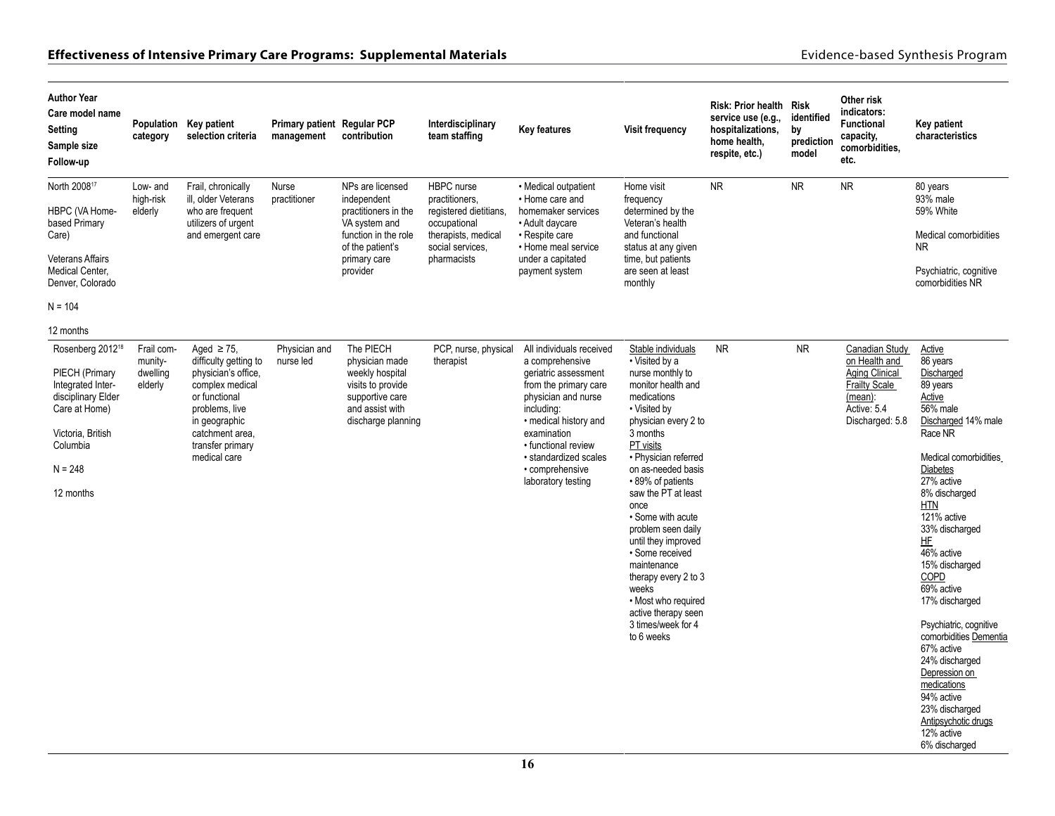| Author Year<br>Care model name<br>Setting<br>Sample size<br>Follow-up | Population category | Key patient selection criteria | Primary patient management | Regular PCP contribution | Interdisciplinary team staffing | Key features | Visit frequency | Risk: Prior health service use (e.g., hospitalizations, home health, respite, etc.) | Risk identified by prediction model | Other risk indicators: Functional capacity, comorbidities, etc. | Key patient characteristics |
|---|---|---|---|---|---|---|---|---|---|---|---|
| North 2008[17]<br><br>HBPC (VA Home-based Primary Care)<br><br>Veterans Affairs Medical Center, Denver, Colorado<br><br>N = 104<br><br>12 months | Low- and high-risk elderly | Frail, chronically ill, older Veterans who are frequent utilizers of urgent and emergent care | Nurse practitioner | NPs are licensed independent practitioners in the VA system and function in the role of the patient's primary care provider | HBPC nurse practitioners, registered dietitians, occupational therapists, medical social services, pharmacists | • Medical outpatient<br>• Home care and homemaker services<br>• Adult daycare<br>• Respite care<br>• Home meal service under a capitated payment system | Home visit frequency determined by the Veteran's health and functional status at any given time, but patients are seen at least monthly | NR | NR | NR | 80 years<br>93% male<br>59% White<br><br>Medical comorbidities NR<br><br>Psychiatric, cognitive comorbidities NR |
| Rosenberg 2012[18]<br><br>PIECH (Primary Integrated Inter-disciplinary Elder Care at Home)<br><br>Victoria, British Columbia<br><br>N = 248<br><br>12 months | Frail com-munity-dwelling elderly | Aged ≥ 75, difficulty getting to physician's office, complex medical or functional problems, live in geographic catchment area, transfer primary medical care | Physician and nurse led | The PIECH physician made weekly hospital visits to provide supportive care and assist with discharge planning | PCP, nurse, physical therapist | All individuals received a comprehensive geriatric assessment from the primary care physician and nurse including:<br>• medical history and examination<br>• functional review<br>• standardized scales<br>• comprehensive laboratory testing | Stable individuals<br>• Visited by a nurse monthly to monitor health and medications<br>• Visited by physician every 2 to 3 months<br>PT visits<br>• Physician referred on as-needed basis<br>• 89% of patients saw the PT at least once<br>• Some with acute problem seen daily until they improved<br>• Some received maintenance therapy every 2 to 3 weeks<br>• Most who required active therapy seen 3 times/week for 4 to 6 weeks | NR | NR | Canadian Study on Health and Aging Clinical Frailty Scale (mean):<br>Active: 5.4<br>Discharged: 5.8 | Active<br>86 years<br>Discharged<br>89 years<br>Active<br>56% male<br>Discharged 14% male<br>Race NR<br><br>Medical comorbidities<br>Diabetes<br>27% active<br>8% discharged<br>HTN<br>121% active<br>33% discharged<br>HF<br>46% active<br>15% discharged<br>COPD<br>69% active<br>17% discharged<br><br>Psychiatric, cognitive comorbidities Dementia<br>67% active<br>24% discharged<br>Depression on medications<br>94% active<br>23% discharged<br>Antipsychotic drugs<br>12% active<br>6% discharged |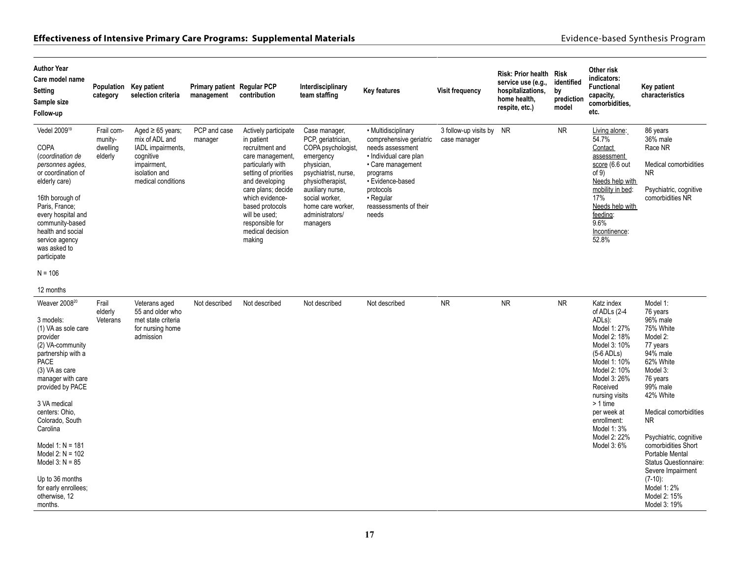| Author Year<br>Care model name<br>Setting<br>Sample size<br>Follow-up | Population category | Key patient selection criteria | Primary patient management | Regular PCP contribution | Interdisciplinary team staffing | Key features | Visit frequency | Risk: Prior health service use (e.g., hospitalizations, home health, respite, etc.) | Risk identified by prediction model | Other risk indicators: Functional capacity, comorbidities, etc. | Key patient characteristics |
|---|---|---|---|---|---|---|---|---|---|---|---|
| Vedel 2009[19]<br><br>COPA<br>(*coordination de personnes agées*, or coordination of elderly care)<br><br>16th borough of Paris, France; every hospital and community-based health and social service agency was asked to participate<br><br>N = 106<br><br>12 months | Frail community-dwelling elderly | Aged ≥ 65 years; mix of ADL and IADL impairments, cognitive impairment, isolation and medical conditions | PCP and case manager | Actively participate in patient recruitment and care management, particularly with setting of priorities and developing care plans; decide which evidence-based protocols will be used; responsible for medical decision making | Case manager, PCP, geriatrician, COPA psychologist, emergency physician, psychiatrist, nurse, physiotherapist, auxiliary nurse, social worker, home care worker, administrators/ managers | • Multidisciplinary comprehensive geriatric needs assessment<br>• Individual care plan<br>• Care management programs<br>• Evidence-based protocols<br>• Regular reassessments of their needs | 3 follow-up visits by case manager | NR | NR | Living alone: 54.7%<br>Contact assessment score (6.6 out of 9)<br>Needs help with mobility in bed: 17%<br>Needs help with feeding: 9.6%<br>Incontinence: 52.8% | 86 years<br>36% male<br>Race NR<br><br>Medical comorbidities NR<br><br>Psychiatric, cognitive comorbidities NR |
| Weaver 2008[20]<br><br>3 models:<br>(1) VA as sole care provider<br>(2) VA-community partnership with a PACE<br>(3) VA as care manager with care provided by PACE<br><br>3 VA medical centers: Ohio, Colorado, South Carolina<br><br>Model 1: N = 181<br>Model 2: N = 102<br>Model 3: N = 85<br><br>Up to 36 months for early enrollees; otherwise, 12 months. | Frail elderly Veterans | Veterans aged 55 and older who met state criteria for nursing home admission | Not described | Not described | Not described | Not described | NR | NR | NR | Katz index of ADLs (2-4 ADLs):<br>Model 1: 27%<br>Model 2: 18%<br>Model 3: 10%<br>(5-6 ADLs)<br>Model 1: 10%<br>Model 2: 10%<br>Model 3: 26%<br>Received nursing visits > 1 time per week at enrollment:<br>Model 1: 3%<br>Model 2: 22%<br>Model 3: 6% | Model 1:<br>76 years<br>96% male<br>75% White<br>Model 2:<br>77 years<br>94% male<br>62% White<br>Model 3:<br>76 years<br>99% male<br>42% White<br><br>Medical comorbidities NR<br><br>Psychiatric, cognitive comorbidities Short Portable Mental Status Questionnaire: Severe Impairment (7-10):<br>Model 1: 2%<br>Model 2: 15%<br>Model 3: 19% |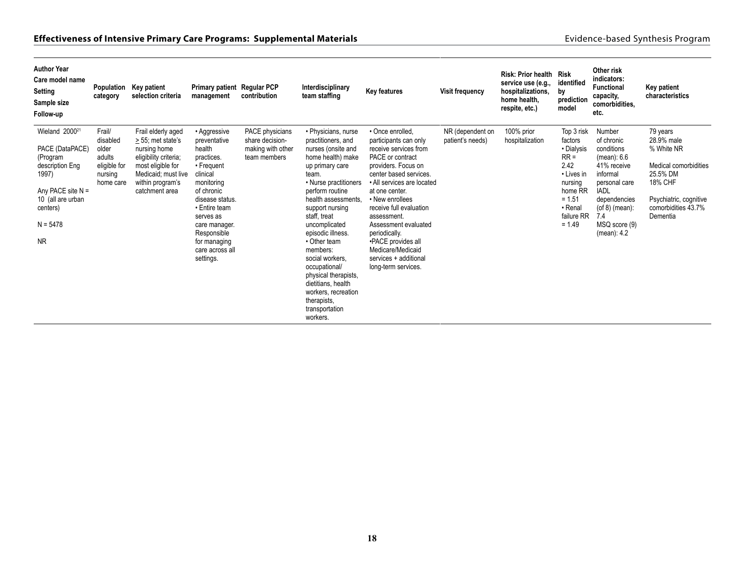| Author Year<br>Care model name<br>Setting<br>Sample size<br>Follow-up | Population category | Key patient selection criteria | Primary patient management | Regular PCP contribution | Interdisciplinary team staffing | Key features | Visit frequency | Risk: Prior health service use (e.g., hospitalizations, home health, respite, etc.) | Risk identified by prediction model | Other risk indicators: Functional capacity, comorbidities, etc. | Key patient characteristics |
|---|---|---|---|---|---|---|---|---|---|---|---|
| Wieland 2000[21]<br><br>PACE (DataPACE) (Program description Eng 1997)<br><br>Any PACE site N = 10 (all are urban centers)<br><br>N = 5478<br><br>NR | Frail/ disabled older adults eligible for nursing home care | Frail elderly aged ≥ 55; met state's nursing home eligibility criteria; most eligible for Medicaid; must live within program's catchment area | • Aggressive preventative health practices.<br>• Frequent clinical monitoring of chronic disease status.<br>• Entire team serves as care manager. Responsible for managing care across all settings. | PACE physicians share decision-making with other team members | • Physicians, nurse practitioners, and nurses (onsite and home health) make up primary care team.<br>• Nurse practitioners perform routine health assessments, support nursing staff, treat uncomplicated episodic illness.<br>• Other team members: social workers, occupational/ physical therapists, dietitians, health workers, recreation therapists, transportation workers. | • Once enrolled, participants can only receive services from PACE or contract providers. Focus on center based services.<br>• All services are located at one center.<br>• New enrollees receive full evaluation assessment. Assessment evaluated periodically.<br>•PACE provides all Medicare/Medicaid services + additional long-term services. | NR (dependent on patient's needs) | 100% prior hospitalization | Top 3 risk factors<br>• Dialysis RR = 2.42<br>• Lives in nursing home RR = 1.51<br>• Renal failure RR = 1.49 | Number of chronic conditions (mean): 6.6<br>41% receive informal personal care<br>IADL dependencies (of 8) (mean): 7.4<br>MSQ score (9) (mean): 4.2 | 79 years<br>28.9% male<br>% White NR<br><br>Medical comorbidities<br>25.5% DM<br>18% CHF<br><br>Psychiatric, cognitive comorbidities 43.7% Dementia |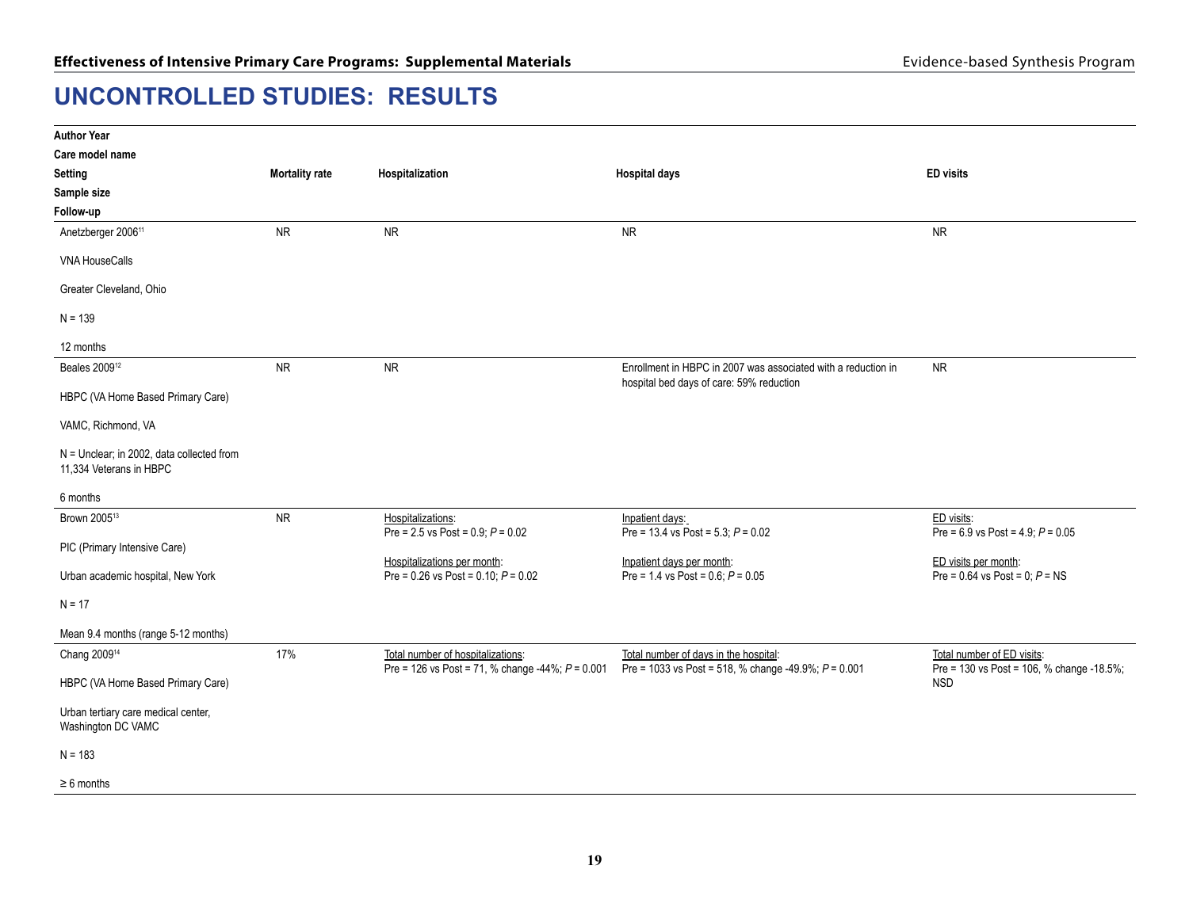# UNCONTROLLED STUDIES: RESULTS

| Author Year<br>Care model name<br>Setting<br>Sample size<br>Follow-up | Mortality rate | Hospitalization | Hospital days | ED visits |
|---|---|---|---|---|
| Anetzberger 2006[11]<br><br>VNA HouseCalls<br><br>Greater Cleveland, Ohio<br><br>N = 139<br><br>12 months | NR | NR | NR | NR |
| Beales 2009[12]<br><br>HBPC (VA Home Based Primary Care)<br><br>VAMC, Richmond, VA<br><br>N = Unclear; in 2002, data collected from 11,334 Veterans in HBPC<br><br>6 months | NR | NR | Enrollment in HBPC in 2007 was associated with a reduction in hospital bed days of care: 59% reduction | NR |
| Brown 2005[13]<br><br>PIC (Primary Intensive Care)<br><br>Urban academic hospital, New York<br><br>N = 17<br><br>Mean 9.4 months (range 5-12 months) | NR | Hospitalizations:<br>Pre = 2.5 vs Post = 0.9; *P* = 0.02<br><br>Hospitalizations per month:<br>Pre = 0.26 vs Post = 0.10; *P* = 0.02 | Inpatient days:<br>Pre = 13.4 vs Post = 5.3; *P* = 0.02<br><br>Inpatient days per month:<br>Pre = 1.4 vs Post = 0.6; *P* = 0.05 | ED visits:<br>Pre = 6.9 vs Post = 4.9; *P* = 0.05<br><br>ED visits per month:<br>Pre = 0.64 vs Post = 0; *P* = NS |
| Chang 2009[14]<br><br>HBPC (VA Home Based Primary Care)<br><br>Urban tertiary care medical center, Washington DC VAMC<br><br>N = 183<br><br>≥ 6 months | 17% | Total number of hospitalizations:<br>Pre = 126 vs Post = 71, % change -44%; *P* = 0.001 | Total number of days in the hospital:<br>Pre = 1033 vs Post = 518, % change -49.9%; *P* = 0.001 | Total number of ED visits:<br>Pre = 130 vs Post = 106, % change -18.5%; NSD |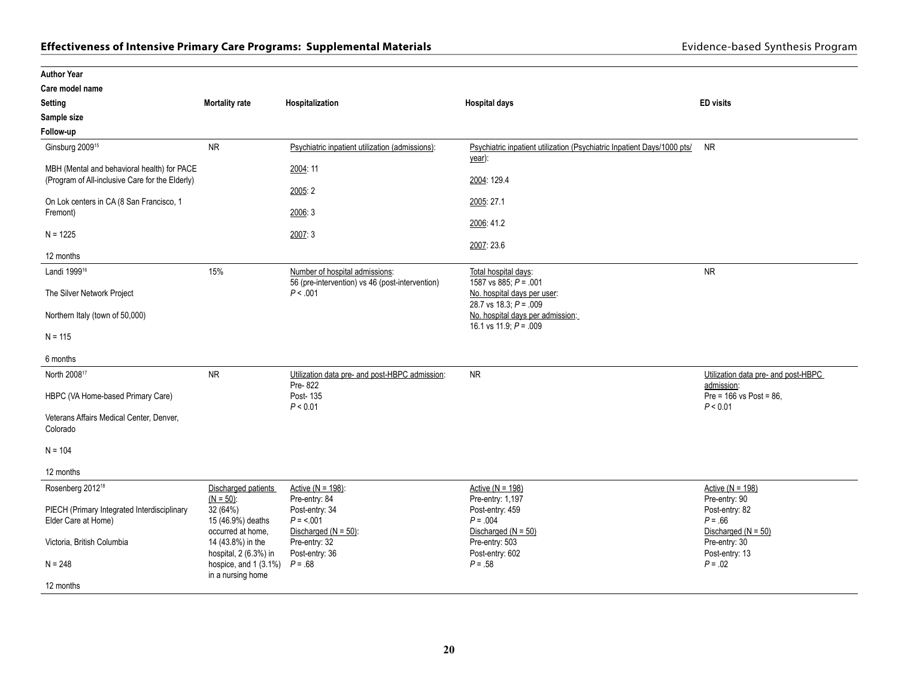| Author Year<br>Care model name<br>Setting<br>Sample size<br>Follow-up | Mortality rate | Hospitalization | Hospital days | ED visits |
|---|---|---|---|---|
| Ginsburg 2009[15]<br><br>MBH (Mental and behavioral health) for PACE (Program of All-inclusive Care for the Elderly)<br><br>On Lok centers in CA (8 San Francisco, 1 Fremont)<br><br>N = 1225<br><br>12 months | NR | Psychiatric inpatient utilization (admissions):<br><br>2004: 11<br><br>2005: 2<br><br>2006: 3<br><br>2007: 3 | Psychiatric inpatient utilization (Psychiatric Inpatient Days/1000 pts/year):<br><br>2004: 129.4<br><br>2005: 27.1<br><br>2006: 41.2<br><br>2007: 23.6 | NR |
| Landi 1999[16]<br><br>The Silver Network Project<br><br>Northern Italy (town of 50,000)<br><br>N = 115<br><br>6 months | 15% | Number of hospital admissions:<br>56 (pre-intervention) vs 46 (post-intervention)<br>$P < .001$ | Total hospital days:<br>1587 vs 885; $P = .001$<br>No. hospital days per user:<br>28.7 vs 18.3; $P = .009$<br>No. hospital days per admission:<br>16.1 vs 11.9; $P = .009$ | NR |
| North 2008[17]<br><br>HBPC (VA Home-based Primary Care)<br><br>Veterans Affairs Medical Center, Denver, Colorado<br><br>N = 104<br><br>12 months | NR | Utilization data pre- and post-HBPC admission:<br>Pre- 822<br>Post- 135<br>$P < 0.01$ | NR | Utilization data pre- and post-HBPC admission:<br>Pre = 166 vs Post = 86,<br>$P < 0.01$ |
| Rosenberg 2012[18]<br><br>PIECH (Primary Integrated Interdisciplinary Elder Care at Home)<br><br>Victoria, British Columbia<br><br>N = 248<br><br>12 months | Discharged patients (N = 50):<br>32 (64%)<br>15 (46.9%) deaths occurred at home, 14 (43.8%) in the hospital, 2 (6.3%) in hospice, and 1 (3.1%) in a nursing home | Active (N = 198):<br>Pre-entry: 84<br>Post-entry: 34<br>$P = <.001$<br>Discharged (N = 50):<br>Pre-entry: 32<br>Post-entry: 36<br>$P = .68$ | Active (N = 198)<br>Pre-entry: 1,197<br>Post-entry: 459<br>$P = .004$<br>Discharged (N = 50)<br>Pre-entry: 503<br>Post-entry: 602<br>$P = .58$ | Active (N = 198)<br>Pre-entry: 90<br>Post-entry: 82<br>$P = .66$<br>Discharged (N = 50)<br>Pre-entry: 30<br>Post-entry: 13<br>$P = .02$ |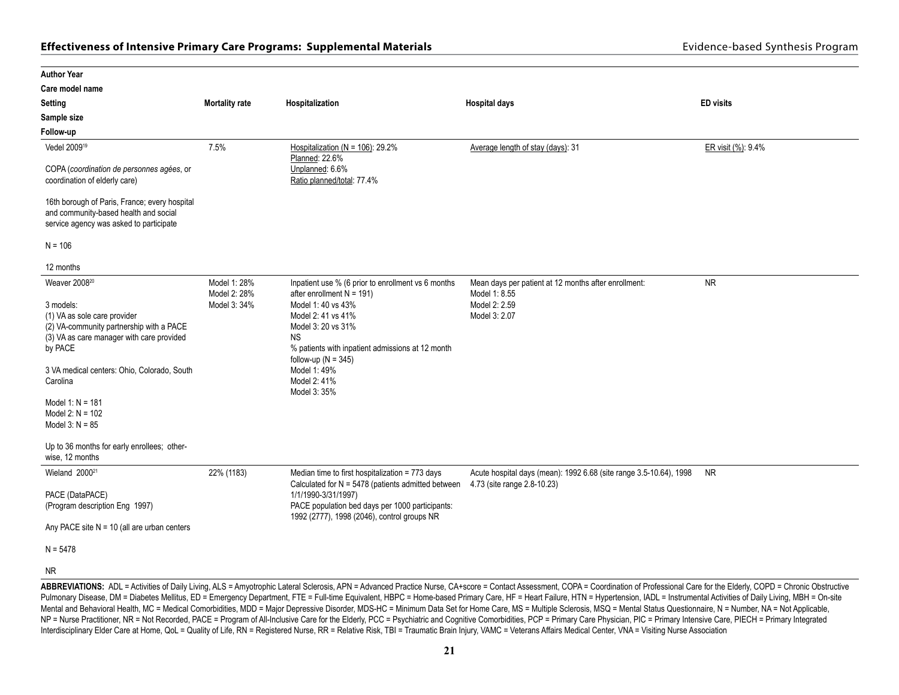| Author Year<br>Care model name<br>Setting<br>Sample size<br>Follow-up | Mortality rate | Hospitalization | Hospital days | ED visits |
|---|---|---|---|---|
| Vedel 2009[19]<br><br>COPA (*coordination de personnes agées*, or coordination of elderly care)<br><br>16th borough of Paris, France; every hospital and community-based health and social service agency was asked to participate<br><br>N = 106<br><br>12 months | 7.5% | Hospitalization (N = 106): 29.2%<br>Planned: 22.6%<br>Unplanned: 6.6%<br>Ratio planned/total: 77.4% | Average length of stay (days): 31 | ER visit (%): 9.4% |
| Weaver 2008[20]<br><br>3 models:<br>(1) VA as sole care provider<br>(2) VA-community partnership with a PACE<br>(3) VA as care manager with care provided by PACE<br><br>3 VA medical centers: Ohio, Colorado, South Carolina<br><br>Model 1: N = 181<br>Model 2: N = 102<br>Model 3: N = 85<br><br>Up to 36 months for early enrollees; otherwise, 12 months | Model 1: 28%<br>Model 2: 28%<br>Model 3: 34% | Inpatient use % (6 prior to enrollment vs 6 months after enrollment N = 191)<br>Model 1: 40 vs 43%<br>Model 2: 41 vs 41%<br>Model 3: 20 vs 31%<br>NS<br>% patients with inpatient admissions at 12 month follow-up (N = 345)<br>Model 1: 49%<br>Model 2: 41%<br>Model 3: 35% | Mean days per patient at 12 months after enrollment:<br>Model 1: 8.55<br>Model 2: 2.59<br>Model 3: 2.07 | NR |
| Wieland 2000[21]<br><br>PACE (DataPACE)<br>(Program description Eng 1997)<br><br>Any PACE site N = 10 (all are urban centers<br><br>N = 5478<br><br>NR | 22% (1183) | Median time to first hospitalization = 773 days Calculated for N = 5478 (patients admitted between 1/1/1990-3/31/1997)<br>PACE population bed days per 1000 participants: 1992 (2777), 1998 (2046), control groups NR | Acute hospital days (mean): 1992 6.68 (site range 3.5-10.64), 1998 4.73 (site range 2.8-10.23) | NR |

**ABBREVIATIONS:** ADL = Activities of Daily Living, ALS = Amyotrophic Lateral Sclerosis, APN = Advanced Practice Nurse, CA+score = Contact Assessment, COPA = Coordination of Professional Care for the Elderly, COPD = Chronic Obstructive Pulmonary Disease, DM = Diabetes Mellitus, ED = Emergency Department, FTE = Full-time Equivalent, HBPC = Home-based Primary Care, HF = Heart Failure, HTN = Hypertension, IADL = Instrumental Activities of Daily Living, MBH = On-site Mental and Behavioral Health, MC = Medical Comorbidities, MDD = Major Depressive Disorder, MDS-HC = Minimum Data Set for Home Care, MS = Multiple Sclerosis, MSQ = Mental Status Questionnaire, N = Number, NA = Not Applicable, NP = Nurse Practitioner, NR = Not Recorded, PACE = Program of All-Inclusive Care for the Elderly, PCC = Psychiatric and Cognitive Comorbidities, PCP = Primary Care Physician, PIC = Primary Intensive Care, PIECH = Primary Integrated Interdisciplinary Elder Care at Home, QoL = Quality of Life, RN = Registered Nurse, RR = Relative Risk, TBI = Traumatic Brain Injury, VAMC = Veterans Affairs Medical Center, VNA = Visiting Nurse Association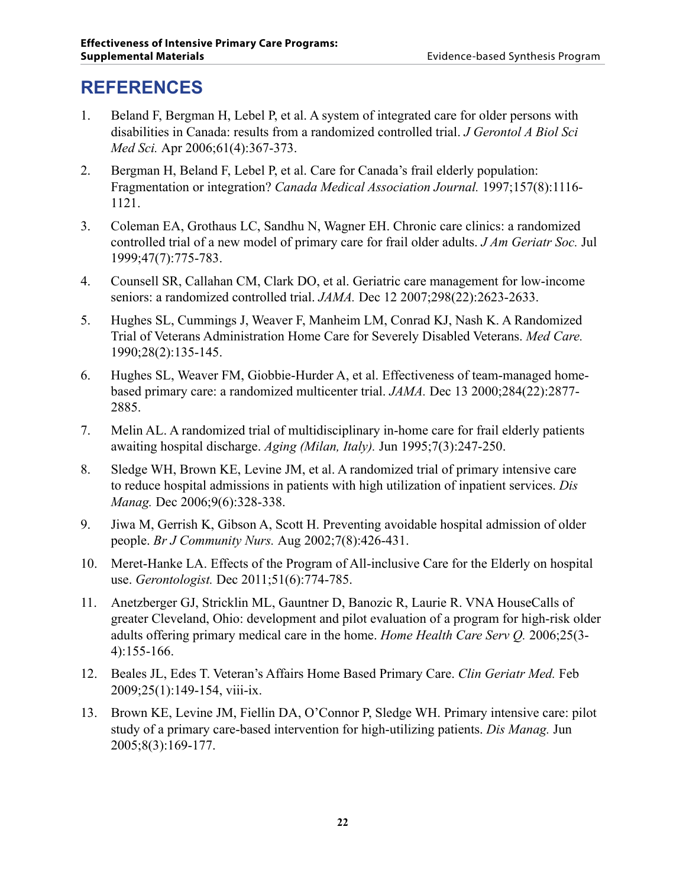# REFERENCES

1. Beland F, Bergman H, Lebel P, et al. A system of integrated care for older persons with disabilities in Canada: results from a randomized controlled trial. *J Gerontol A Biol Sci Med Sci.* Apr 2006;61(4):367-373.
2. Bergman H, Beland F, Lebel P, et al. Care for Canada's frail elderly population: Fragmentation or integration? *Canada Medical Association Journal.* 1997;157(8):1116-1121.
3. Coleman EA, Grothaus LC, Sandhu N, Wagner EH. Chronic care clinics: a randomized controlled trial of a new model of primary care for frail older adults. *J Am Geriatr Soc.* Jul 1999;47(7):775-783.
4. Counsell SR, Callahan CM, Clark DO, et al. Geriatric care management for low-income seniors: a randomized controlled trial. *JAMA.* Dec 12 2007;298(22):2623-2633.
5. Hughes SL, Cummings J, Weaver F, Manheim LM, Conrad KJ, Nash K. A Randomized Trial of Veterans Administration Home Care for Severely Disabled Veterans. *Med Care.* 1990;28(2):135-145.
6. Hughes SL, Weaver FM, Giobbie-Hurder A, et al. Effectiveness of team-managed home-based primary care: a randomized multicenter trial. *JAMA.* Dec 13 2000;284(22):2877-2885.
7. Melin AL. A randomized trial of multidisciplinary in-home care for frail elderly patients awaiting hospital discharge. *Aging (Milan, Italy).* Jun 1995;7(3):247-250.
8. Sledge WH, Brown KE, Levine JM, et al. A randomized trial of primary intensive care to reduce hospital admissions in patients with high utilization of inpatient services. *Dis Manag.* Dec 2006;9(6):328-338.
9. Jiwa M, Gerrish K, Gibson A, Scott H. Preventing avoidable hospital admission of older people. *Br J Community Nurs.* Aug 2002;7(8):426-431.
10. Meret-Hanke LA. Effects of the Program of All-inclusive Care for the Elderly on hospital use. *Gerontologist.* Dec 2011;51(6):774-785.
11. Anetzberger GJ, Stricklin ML, Gauntner D, Banozic R, Laurie R. VNA HouseCalls of greater Cleveland, Ohio: development and pilot evaluation of a program for high-risk older adults offering primary medical care in the home. *Home Health Care Serv Q.* 2006;25(3-4):155-166.
12. Beales JL, Edes T. Veteran's Affairs Home Based Primary Care. *Clin Geriatr Med.* Feb 2009;25(1):149-154, viii-ix.
13. Brown KE, Levine JM, Fiellin DA, O'Connor P, Sledge WH. Primary intensive care: pilot study of a primary care-based intervention for high-utilizing patients. *Dis Manag.* Jun 2005;8(3):169-177.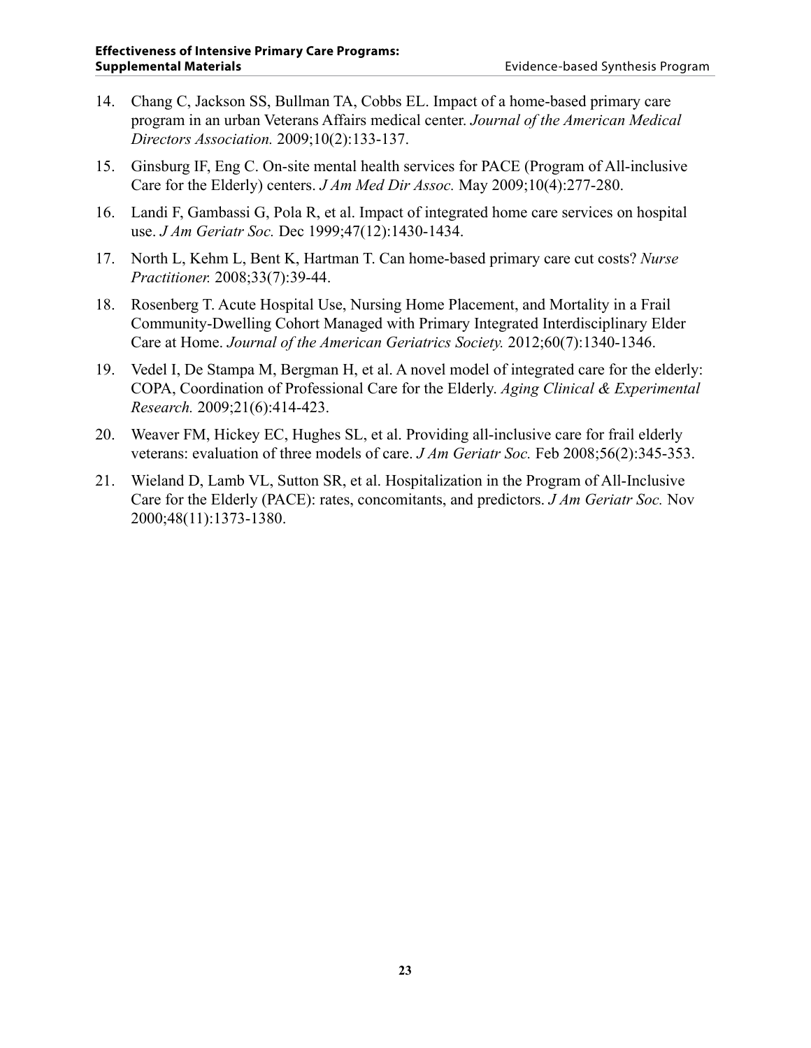14. Chang C, Jackson SS, Bullman TA, Cobbs EL. Impact of a home-based primary care program in an urban Veterans Affairs medical center. *Journal of the American Medical Directors Association.* 2009;10(2):133-137.

15. Ginsburg IF, Eng C. On-site mental health services for PACE (Program of All-inclusive Care for the Elderly) centers. *J Am Med Dir Assoc.* May 2009;10(4):277-280.

16. Landi F, Gambassi G, Pola R, et al. Impact of integrated home care services on hospital use. *J Am Geriatr Soc.* Dec 1999;47(12):1430-1434.

17. North L, Kehm L, Bent K, Hartman T. Can home-based primary care cut costs? *Nurse Practitioner.* 2008;33(7):39-44.

18. Rosenberg T. Acute Hospital Use, Nursing Home Placement, and Mortality in a Frail Community-Dwelling Cohort Managed with Primary Integrated Interdisciplinary Elder Care at Home. *Journal of the American Geriatrics Society.* 2012;60(7):1340-1346.

19. Vedel I, De Stampa M, Bergman H, et al. A novel model of integrated care for the elderly: COPA, Coordination of Professional Care for the Elderly. *Aging Clinical & Experimental Research.* 2009;21(6):414-423.

20. Weaver FM, Hickey EC, Hughes SL, et al. Providing all-inclusive care for frail elderly veterans: evaluation of three models of care. *J Am Geriatr Soc.* Feb 2008;56(2):345-353.

21. Wieland D, Lamb VL, Sutton SR, et al. Hospitalization in the Program of All-Inclusive Care for the Elderly (PACE): rates, concomitants, and predictors. *J Am Geriatr Soc.* Nov 2000;48(11):1373-1380.